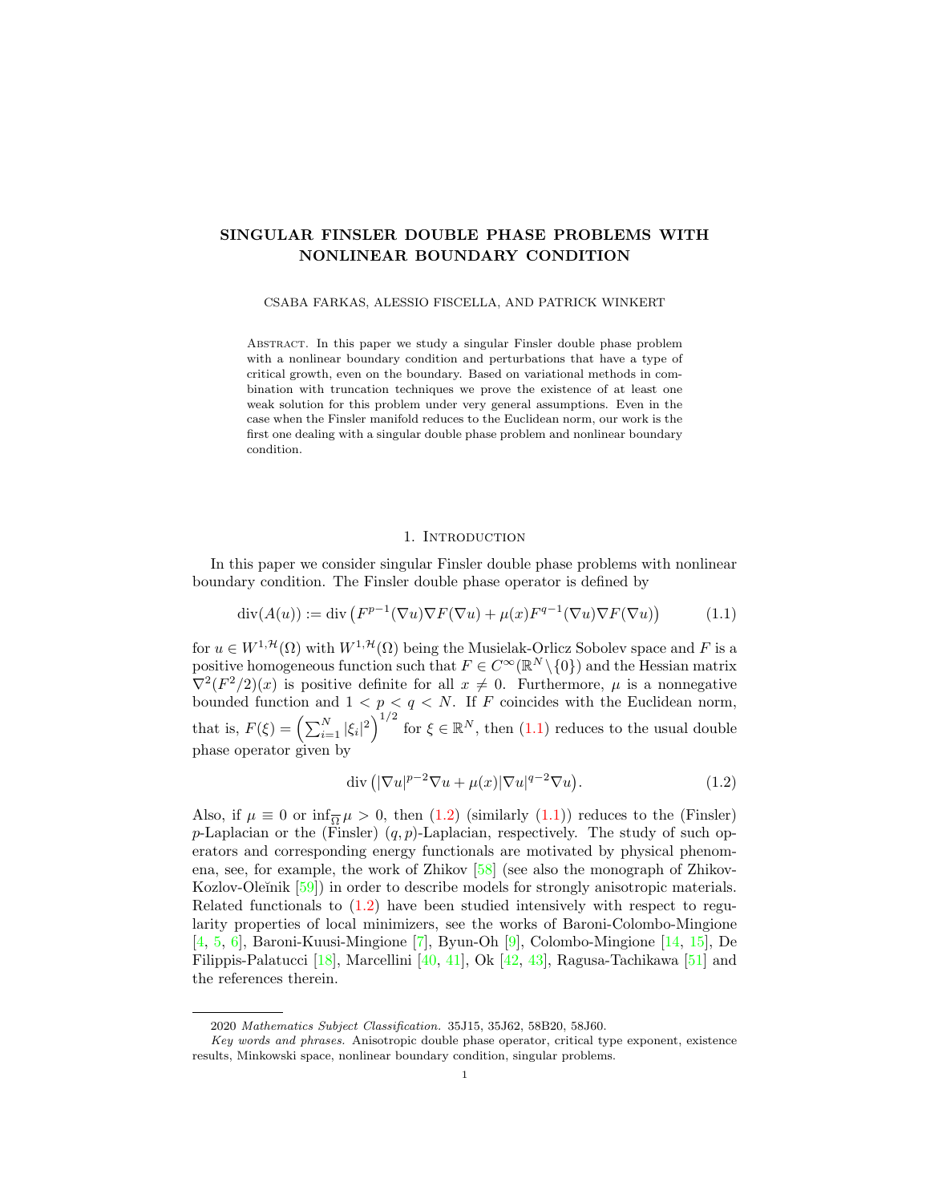# SINGULAR FINSLER DOUBLE PHASE PROBLEMS WITH NONLINEAR BOUNDARY CONDITION

CSABA FARKAS, ALESSIO FISCELLA, AND PATRICK WINKERT

Abstract. In this paper we study a singular Finsler double phase problem with a nonlinear boundary condition and perturbations that have a type of critical growth, even on the boundary. Based on variational methods in combination with truncation techniques we prove the existence of at least one weak solution for this problem under very general assumptions. Even in the case when the Finsler manifold reduces to the Euclidean norm, our work is the first one dealing with a singular double phase problem and nonlinear boundary condition.

## 1. Introduction

In this paper we consider singular Finsler double phase problems with nonlinear boundary condition. The Finsler double phase operator is defined by

$$\operatorname{div}(A(u)) := \operatorname{div}\left(F^{p-1}(\nabla u)\nabla F(\nabla u) + \mu(x)F^{q-1}(\nabla u)\nabla F(\nabla u)\right) \tag{1.1}$$

for $u \in W^{1,\mathcal{H}}(\Omega)$ with $W^{1,\mathcal{H}}(\Omega)$ being the Musielak-Orlicz Sobolev space and $F$ is a positive homogeneous function such that $F \in C^\infty(\mathbb{R}^N \setminus \{0\})$ and the Hessian matrix $\nabla^2(F^2/2)(x)$ is positive definite for all $x \neq 0$. Furthermore, $\mu$ is a nonnegative bounded function and $1 < p < q < N$. If $F$ coincides with the Euclidean norm, that is, $F(\xi) = \left(\sum_{i=1}^N |\xi_i|^2\right)^{1/2}$ for $\xi \in \mathbb{R}^N$, then (1.1) reduces to the usual double phase operator given by

$$\operatorname{div}\left(|\nabla u|^{p-2}\nabla u + \mu(x)|\nabla u|^{q-2}\nabla u\right). \tag{1.2}$$

Also, if $\mu \equiv 0$ or $\inf_{\overline{\Omega}} \mu > 0$, then (1.2) (similarly (1.1)) reduces to the (Finsler) $p$-Laplacian or the (Finsler) $(q,p)$-Laplacian, respectively. The study of such operators and corresponding energy functionals are motivated by physical phenomena, see, for example, the work of Zhikov [58] (see also the monograph of Zhikov-Kozlov-Oleĭnik [59]) in order to describe models for strongly anisotropic materials. Related functionals to (1.2) have been studied intensively with respect to regularity properties of local minimizers, see the works of Baroni-Colombo-Mingione [4, 5, 6], Baroni-Kuusi-Mingione [7], Byun-Oh [9], Colombo-Mingione [14, 15], De Filippis-Palatucci [18], Marcellini [40, 41], Ok [42, 43], Ragusa-Tachikawa [51] and the references therein.

---

2020 *Mathematics Subject Classification.* 35J15, 35J62, 58B20, 58J60.

*Key words and phrases.* Anisotropic double phase operator, critical type exponent, existence results, Minkowski space, nonlinear boundary condition, singular problems.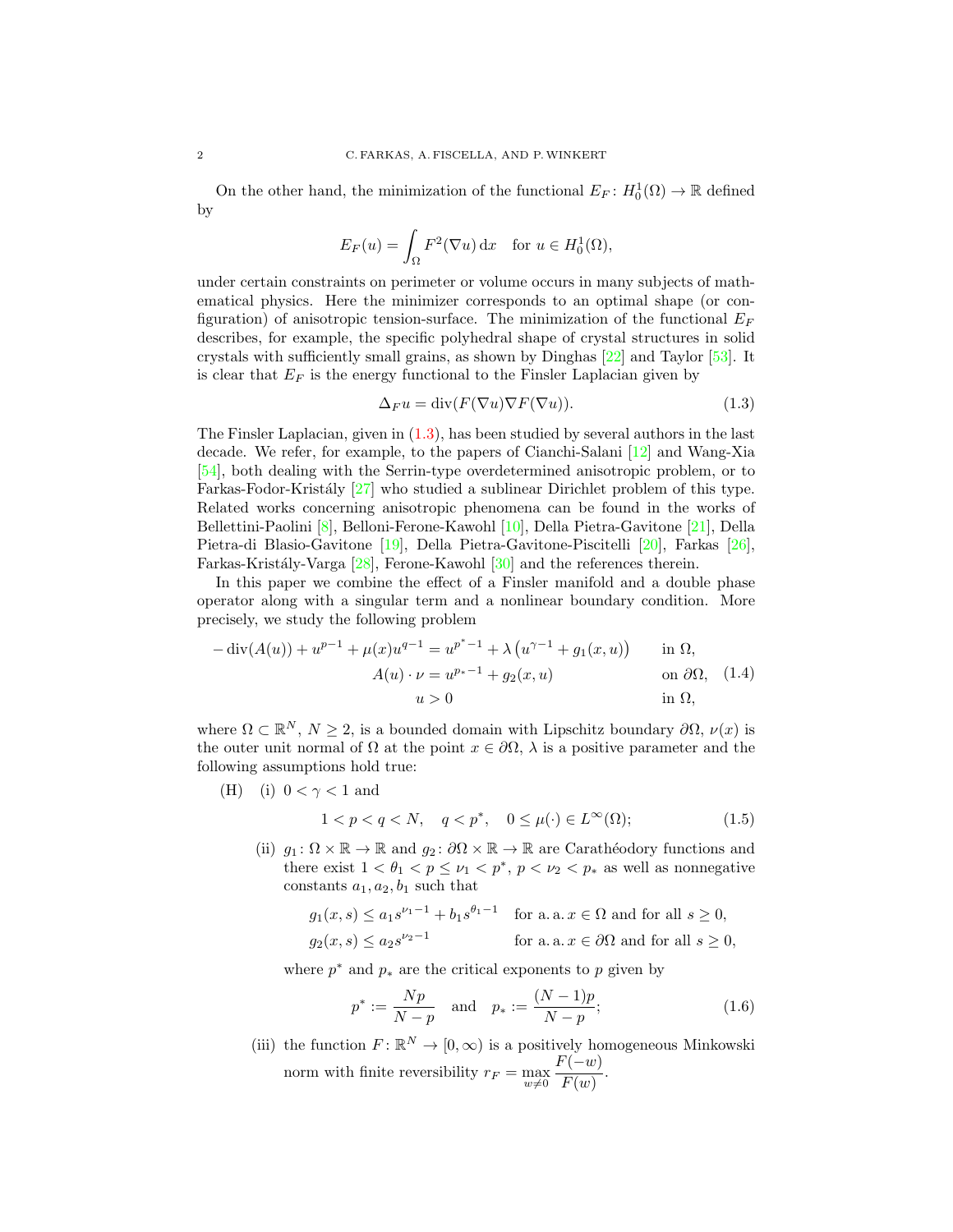On the other hand, the minimization of the functional $E_F\colon H_0^1(\Omega)\to\mathbb{R}$ defined by

$$E_F(u)=\int_\Omega F^2(\nabla u)\,\mathrm{d}x \quad \text{for } u\in H_0^1(\Omega),$$

under certain constraints on perimeter or volume occurs in many subjects of mathematical physics. Here the minimizer corresponds to an optimal shape (or configuration) of anisotropic tension-surface. The minimization of the functional $E_F$ describes, for example, the specific polyhedral shape of crystal structures in solid crystals with sufficiently small grains, as shown by Dinghas [22] and Taylor [53]. It is clear that $E_F$ is the energy functional to the Finsler Laplacian given by

$$\Delta_F u=\operatorname{div}(F(\nabla u)\nabla F(\nabla u)). \tag{1.3}$$

The Finsler Laplacian, given in (1.3), has been studied by several authors in the last decade. We refer, for example, to the papers of Cianchi-Salani [12] and Wang-Xia [54], both dealing with the Serrin-type overdetermined anisotropic problem, or to Farkas-Fodor-Kristály [27] who studied a sublinear Dirichlet problem of this type. Related works concerning anisotropic phenomena can be found in the works of Bellettini-Paolini [8], Belloni-Ferone-Kawohl [10], Della Pietra-Gavitone [21], Della Pietra-di Blasio-Gavitone [19], Della Pietra-Gavitone-Piscitelli [20], Farkas [26], Farkas-Kristály-Varga [28], Ferone-Kawohl [30] and the references therein.

In this paper we combine the effect of a Finsler manifold and a double phase operator along with a singular term and a nonlinear boundary condition. More precisely, we study the following problem

$$\begin{aligned}
-\operatorname{div}(A(u))+u^{p-1}+\mu(x)u^{q-1}&=u^{p^*-1}+\lambda\left(u^{\gamma-1}+g_1(x,u)\right) && \text{in } \Omega,\\
A(u)\cdot\nu&=u^{p_*-1}+g_2(x,u) && \text{on } \partial\Omega,\\
u&>0 && \text{in } \Omega,
\end{aligned} \tag{1.4}$$

where $\Omega\subset\mathbb{R}^N$, $N\geq 2$, is a bounded domain with Lipschitz boundary $\partial\Omega$, $\nu(x)$ is the outer unit normal of $\Omega$ at the point $x\in\partial\Omega$, $\lambda$ is a positive parameter and the following assumptions hold true:

(H) (i) $0<\gamma<1$ and

$$1<p<q<N,\quad q<p^*,\quad 0\leq\mu(\cdot)\in L^\infty(\Omega); \tag{1.5}$$

(ii) $g_1\colon\Omega\times\mathbb{R}\to\mathbb{R}$ and $g_2\colon\partial\Omega\times\mathbb{R}\to\mathbb{R}$ are Carathéodory functions and there exist $1<\theta_1<p\leq\nu_1<p^*$, $p<\nu_2<p_*$ as well as nonnegative constants $a_1,a_2,b_1$ such that

$$\begin{aligned}
g_1(x,s)&\leq a_1s^{\nu_1-1}+b_1s^{\theta_1-1} && \text{for a. a. } x\in\Omega \text{ and for all } s\geq 0,\\
g_2(x,s)&\leq a_2s^{\nu_2-1} && \text{for a. a. } x\in\partial\Omega \text{ and for all } s\geq 0,
\end{aligned}$$

where $p^*$ and $p_*$ are the critical exponents to $p$ given by

$$p^*:=\frac{Np}{N-p}\quad\text{and}\quad p_*:=\frac{(N-1)p}{N-p}; \tag{1.6}$$

(iii) the function $F\colon\mathbb{R}^N\to[0,\infty)$ is a positively homogeneous Minkowski norm with finite reversibility $r_F=\max\limits_{w\neq 0}\dfrac{F(-w)}{F(w)}$.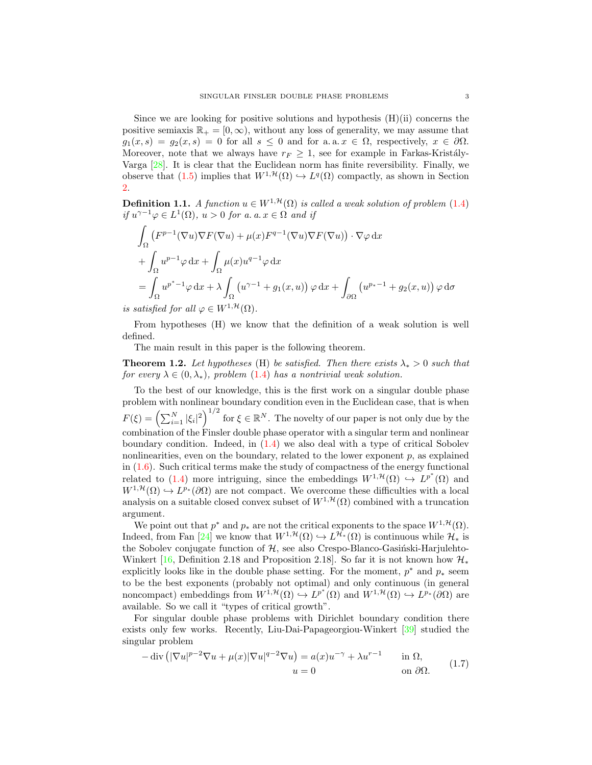Since we are looking for positive solutions and hypothesis (H)(ii) concerns the positive semiaxis $\mathbb{R}_+ = [0, \infty)$, without any loss of generality, we may assume that $g_1(x, s) = g_2(x, s) = 0$ for all $s \leq 0$ and for a. a. $x \in \Omega$, respectively, $x \in \partial\Omega$. Moreover, note that we always have $r_F \geq 1$, see for example in Farkas-Kristály-Varga [28]. It is clear that the Euclidean norm has finite reversibility. Finally, we observe that (1.5) implies that $W^{1,\mathcal{H}}(\Omega) \hookrightarrow L^q(\Omega)$ compactly, as shown in Section 2.

**Definition 1.1.** *A function $u \in W^{1,\mathcal{H}}(\Omega)$ is called a weak solution of problem (1.4) if $u^{\gamma-1}\varphi \in L^1(\Omega)$, $u > 0$ for a. a. $x \in \Omega$ and if*

$$
\begin{aligned}
&\int_\Omega \left(F^{p-1}(\nabla u)\nabla F(\nabla u) + \mu(x)F^{q-1}(\nabla u)\nabla F(\nabla u)\right) \cdot \nabla\varphi \,\mathrm{d}x \\
&+ \int_\Omega u^{p-1}\varphi \,\mathrm{d}x + \int_\Omega \mu(x)u^{q-1}\varphi \,\mathrm{d}x \\
&= \int_\Omega u^{p^*-1}\varphi \,\mathrm{d}x + \lambda \int_\Omega \left(u^{\gamma-1} + g_1(x,u)\right)\varphi \,\mathrm{d}x + \int_{\partial\Omega} \left(u^{p_*-1} + g_2(x,u)\right)\varphi \,\mathrm{d}\sigma
\end{aligned}
$$

*is satisfied for all $\varphi \in W^{1,\mathcal{H}}(\Omega)$.*

From hypotheses (H) we know that the definition of a weak solution is well defined.

The main result in this paper is the following theorem.

**Theorem 1.2.** *Let hypotheses* (H) *be satisfied. Then there exists $\lambda_* > 0$ such that for every $\lambda \in (0, \lambda_*)$, problem (1.4) has a nontrivial weak solution.*

To the best of our knowledge, this is the first work on a singular double phase problem with nonlinear boundary condition even in the Euclidean case, that is when $F(\xi) = \left(\sum_{i=1}^N |\xi_i|^2\right)^{1/2}$ for $\xi \in \mathbb{R}^N$. The novelty of our paper is not only due by the combination of the Finsler double phase operator with a singular term and nonlinear boundary condition. Indeed, in (1.4) we also deal with a type of critical Sobolev nonlinearities, even on the boundary, related to the lower exponent $p$, as explained in (1.6). Such critical terms make the study of compactness of the energy functional related to (1.4) more intriguing, since the embeddings $W^{1,\mathcal{H}}(\Omega) \hookrightarrow L^{p^*}(\Omega)$ and $W^{1,\mathcal{H}}(\Omega) \hookrightarrow L^{p_*}(\partial\Omega)$ are not compact. We overcome these difficulties with a local analysis on a suitable closed convex subset of $W^{1,\mathcal{H}}(\Omega)$ combined with a truncation argument.

We point out that $p^*$ and $p_*$ are not the critical exponents to the space $W^{1,\mathcal{H}}(\Omega)$. Indeed, from Fan [24] we know that $W^{1,\mathcal{H}}(\Omega) \hookrightarrow L^{\mathcal{H}_*}(\Omega)$ is continuous while $\mathcal{H}_*$ is the Sobolev conjugate function of $\mathcal{H}$, see also Crespo-Blanco-Gasiński-Harjulehto-Winkert [16, Definition 2.18 and Proposition 2.18]. So far it is not known how $\mathcal{H}_*$ explicitly looks like in the double phase setting. For the moment, $p^*$ and $p_*$ seem to be the best exponents (probably not optimal) and only continuous (in general noncompact) embeddings from $W^{1,\mathcal{H}}(\Omega) \hookrightarrow L^{p^*}(\Omega)$ and $W^{1,\mathcal{H}}(\Omega) \hookrightarrow L^{p_*}(\partial\Omega)$ are available. So we call it "types of critical growth".

For singular double phase problems with Dirichlet boundary condition there exists only few works. Recently, Liu-Dai-Papageorgiou-Winkert [39] studied the singular problem

$$
\begin{aligned}
-\operatorname{div}\left(|\nabla u|^{p-2}\nabla u + \mu(x)|\nabla u|^{q-2}\nabla u\right) &= a(x)u^{-\gamma} + \lambda u^{r-1} \quad && \text{in } \Omega, \\
u &= 0 && \text{on } \partial\Omega.
\end{aligned}
\tag{1.7}
$$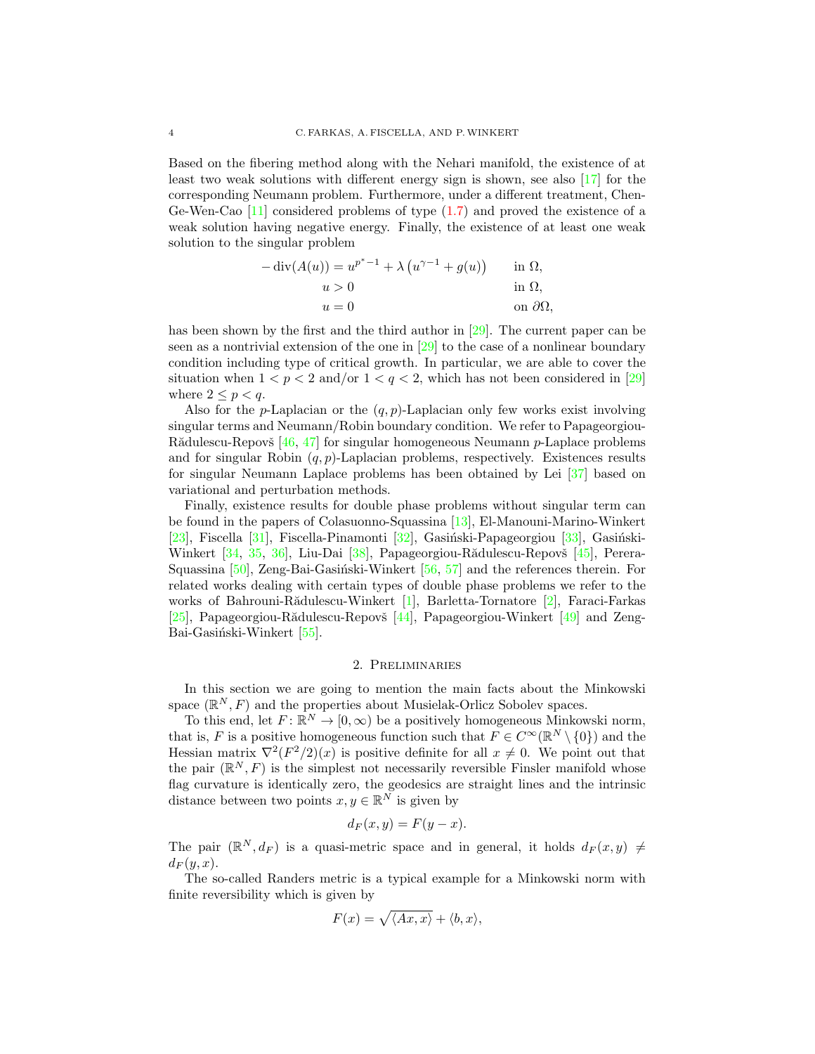Based on the fibering method along with the Nehari manifold, the existence of at least two weak solutions with different energy sign is shown, see also [17] for the corresponding Neumann problem. Furthermore, under a different treatment, Chen-Ge-Wen-Cao [11] considered problems of type (1.7) and proved the existence of a weak solution having negative energy. Finally, the existence of at least one weak solution to the singular problem

$$
\begin{aligned}
-\operatorname{div}(A(u)) &= u^{p^*-1} + \lambda\left(u^{\gamma-1} + g(u)\right) \qquad && \text{in } \Omega,\\
u &> 0 && \text{in } \Omega,\\
u &= 0 && \text{on } \partial\Omega,
\end{aligned}
$$

has been shown by the first and the third author in [29]. The current paper can be seen as a nontrivial extension of the one in [29] to the case of a nonlinear boundary condition including type of critical growth. In particular, we are able to cover the situation when $1 < p < 2$ and/or $1 < q < 2$, which has not been considered in [29] where $2 \leq p < q$.

Also for the $p$-Laplacian or the $(q,p)$-Laplacian only few works exist involving singular terms and Neumann/Robin boundary condition. We refer to Papageorgiou-Rădulescu-Repovš [46, 47] for singular homogeneous Neumann $p$-Laplace problems and for singular Robin $(q,p)$-Laplacian problems, respectively. Existences results for singular Neumann Laplace problems has been obtained by Lei [37] based on variational and perturbation methods.

Finally, existence results for double phase problems without singular term can be found in the papers of Colasuonno-Squassina [13], El-Manouni-Marino-Winkert [23], Fiscella [31], Fiscella-Pinamonti [32], Gasiński-Papageorgiou [33], Gasiński-Winkert [34, 35, 36], Liu-Dai [38], Papageorgiou-Rădulescu-Repovš [45], Perera-Squassina [50], Zeng-Bai-Gasiński-Winkert [56, 57] and the references therein. For related works dealing with certain types of double phase problems we refer to the works of Bahrouni-Rădulescu-Winkert [1], Barletta-Tornatore [2], Faraci-Farkas [25], Papageorgiou-Rădulescu-Repovš [44], Papageorgiou-Winkert [49] and Zeng-Bai-Gasiński-Winkert [55].

## 2. Preliminaries

In this section we are going to mention the main facts about the Minkowski space $(\mathbb{R}^N, F)$ and the properties about Musielak-Orlicz Sobolev spaces.

To this end, let $F\colon \mathbb{R}^N \to [0,\infty)$ be a positively homogeneous Minkowski norm, that is, $F$ is a positive homogeneous function such that $F \in C^\infty(\mathbb{R}^N \setminus \{0\})$ and the Hessian matrix $\nabla^2(F^2/2)(x)$ is positive definite for all $x \neq 0$. We point out that the pair $(\mathbb{R}^N, F)$ is the simplest not necessarily reversible Finsler manifold whose flag curvature is identically zero, the geodesics are straight lines and the intrinsic distance between two points $x, y \in \mathbb{R}^N$ is given by

$$
d_F(x,y) = F(y-x).
$$

The pair $(\mathbb{R}^N, d_F)$ is a quasi-metric space and in general, it holds $d_F(x,y) \neq d_F(y,x)$.

The so-called Randers metric is a typical example for a Minkowski norm with finite reversibility which is given by

$$
F(x) = \sqrt{\langle Ax, x\rangle} + \langle b, x\rangle,
$$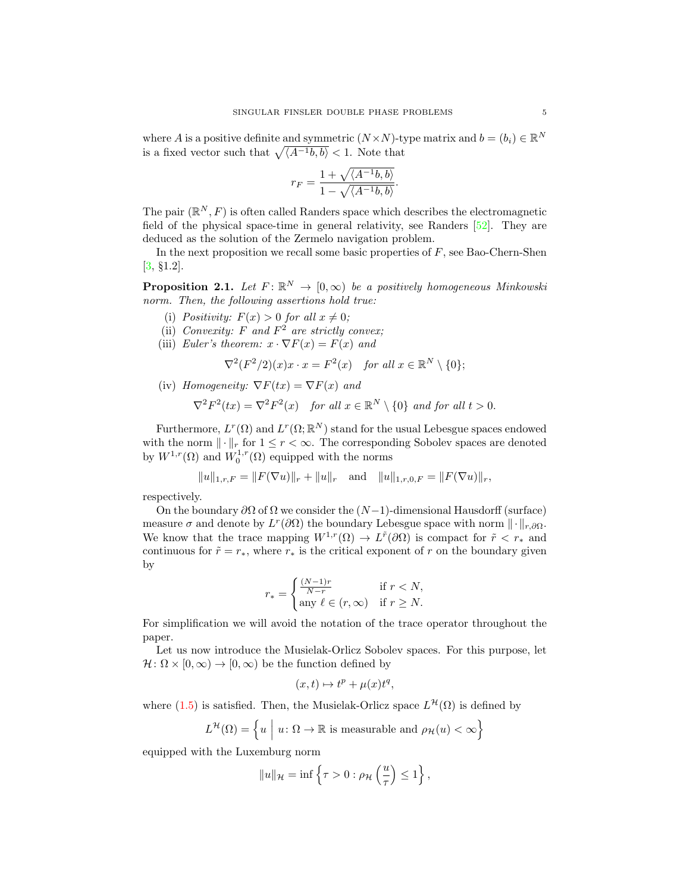where $A$ is a positive definite and symmetric $(N \times N)$-type matrix and $b = (b_i) \in \mathbb{R}^N$ is a fixed vector such that $\sqrt{\langle A^{-1}b, b\rangle} < 1$. Note that

$$r_F = \frac{1 + \sqrt{\langle A^{-1}b, b\rangle}}{1 - \sqrt{\langle A^{-1}b, b\rangle}}.$$

The pair $(\mathbb{R}^N, F)$ is often called Randers space which describes the electromagnetic field of the physical space-time in general relativity, see Randers [52]. They are deduced as the solution of the Zermelo navigation problem.

In the next proposition we recall some basic properties of $F$, see Bao-Chern-Shen [3, §1.2].

**Proposition 2.1.** *Let $F\colon \mathbb{R}^N \to [0,\infty)$ be a positively homogeneous Minkowski norm. Then, the following assertions hold true:*

(i) *Positivity: $F(x) > 0$ for all $x \neq 0$;*

(ii) *Convexity: $F$ and $F^2$ are strictly convex;*

(iii) *Euler's theorem: $x \cdot \nabla F(x) = F(x)$ and*

$$\nabla^2(F^2/2)(x)x \cdot x = F^2(x) \quad \textit{for all } x \in \mathbb{R}^N \setminus \{0\};$$

(iv) *Homogeneity: $\nabla F(tx) = \nabla F(x)$ and*

$$\nabla^2 F^2(tx) = \nabla^2 F^2(x) \quad \textit{for all } x \in \mathbb{R}^N \setminus \{0\} \textit{ and for all } t > 0.$$

Furthermore, $L^r(\Omega)$ and $L^r(\Omega; \mathbb{R}^N)$ stand for the usual Lebesgue spaces endowed with the norm $\|\cdot\|_r$ for $1 \leq r < \infty$. The corresponding Sobolev spaces are denoted by $W^{1,r}(\Omega)$ and $W_0^{1,r}(\Omega)$ equipped with the norms

$$\|u\|_{1,r,F} = \|F(\nabla u)\|_r + \|u\|_r \quad \text{and} \quad \|u\|_{1,r,0,F} = \|F(\nabla u)\|_r,$$

respectively.

On the boundary $\partial\Omega$ of $\Omega$ we consider the $(N-1)$-dimensional Hausdorff (surface) measure $\sigma$ and denote by $L^r(\partial\Omega)$ the boundary Lebesgue space with norm $\|\cdot\|_{r,\partial\Omega}$. We know that the trace mapping $W^{1,r}(\Omega) \to L^{\tilde{r}}(\partial\Omega)$ is compact for $\tilde{r} < r_*$ and continuous for $\tilde{r} = r_*$, where $r_*$ is the critical exponent of $r$ on the boundary given by

$$r_* = \begin{cases} \frac{(N-1)r}{N-r} & \text{if } r < N, \\ \text{any } \ell \in (r, \infty) & \text{if } r \geq N. \end{cases}$$

For simplification we will avoid the notation of the trace operator throughout the paper.

Let us now introduce the Musielak-Orlicz Sobolev spaces. For this purpose, let $\mathcal{H}\colon \Omega \times [0,\infty) \to [0,\infty)$ be the function defined by

$$(x,t) \mapsto t^p + \mu(x)t^q,$$

where (1.5) is satisfied. Then, the Musielak-Orlicz space $L^{\mathcal{H}}(\Omega)$ is defined by

$$L^{\mathcal{H}}(\Omega) = \left\{ u \;\middle|\; u\colon \Omega \to \mathbb{R} \text{ is measurable and } \rho_{\mathcal{H}}(u) < \infty \right\}$$

equipped with the Luxemburg norm

$$\|u\|_{\mathcal{H}} = \inf\left\{ \tau > 0 : \rho_{\mathcal{H}}\left(\frac{u}{\tau}\right) \leq 1 \right\},$$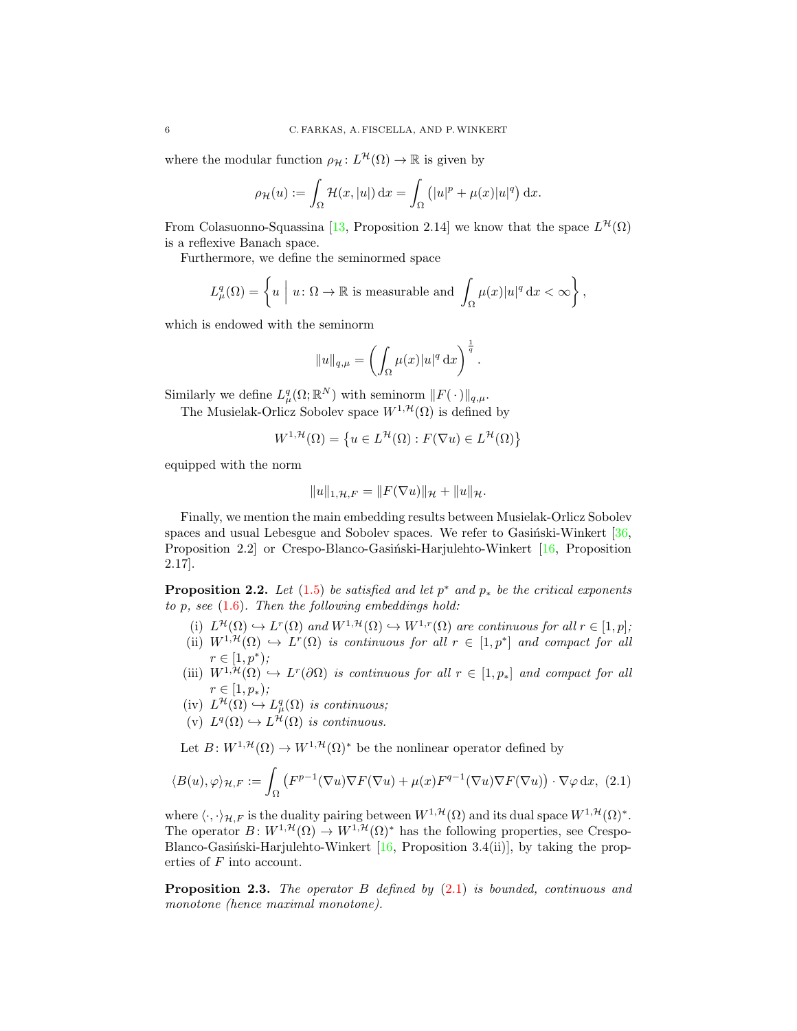where the modular function $\rho_{\mathcal{H}}\colon L^{\mathcal{H}}(\Omega) \to \mathbb{R}$ is given by

$$\rho_{\mathcal{H}}(u) := \int_\Omega \mathcal{H}(x,|u|)\,\mathrm{d}x = \int_\Omega \left(|u|^p + \mu(x)|u|^q\right)\mathrm{d}x.$$

From Colasuonno-Squassina [13, Proposition 2.14] we know that the space $L^{\mathcal{H}}(\Omega)$ is a reflexive Banach space.

Furthermore, we define the seminormed space

$$L^q_\mu(\Omega) = \left\{ u \;\Big|\; u\colon \Omega \to \mathbb{R} \text{ is measurable and } \int_\Omega \mu(x)|u|^q\,\mathrm{d}x < \infty \right\},$$

which is endowed with the seminorm

$$\|u\|_{q,\mu} = \left(\int_\Omega \mu(x)|u|^q\,\mathrm{d}x\right)^{\frac{1}{q}}.$$

Similarly we define $L^q_\mu(\Omega;\mathbb{R}^N)$ with seminorm $\|F(\,\cdot\,)\|_{q,\mu}$.

The Musielak-Orlicz Sobolev space $W^{1,\mathcal{H}}(\Omega)$ is defined by

$$W^{1,\mathcal{H}}(\Omega) = \left\{ u \in L^{\mathcal{H}}(\Omega) : F(\nabla u) \in L^{\mathcal{H}}(\Omega) \right\}$$

equipped with the norm

$$\|u\|_{1,\mathcal{H},F} = \|F(\nabla u)\|_{\mathcal{H}} + \|u\|_{\mathcal{H}}.$$

Finally, we mention the main embedding results between Musielak-Orlicz Sobolev spaces and usual Lebesgue and Sobolev spaces. We refer to Gasiński-Winkert [36, Proposition 2.2] or Crespo-Blanco-Gasiński-Harjulehto-Winkert [16, Proposition 2.17].

**Proposition 2.2.** *Let (1.5) be satisfied and let $p^*$ and $p_*$ be the critical exponents to $p$, see (1.6). Then the following embeddings hold:*

(i) *$L^{\mathcal{H}}(\Omega) \hookrightarrow L^r(\Omega)$ and $W^{1,\mathcal{H}}(\Omega) \hookrightarrow W^{1,r}(\Omega)$ are continuous for all $r \in [1,p]$;*
(ii) *$W^{1,\mathcal{H}}(\Omega) \hookrightarrow L^r(\Omega)$ is continuous for all $r \in [1,p^*]$ and compact for all $r \in [1,p^*)$;*
(iii) *$W^{1,\mathcal{H}}(\Omega) \hookrightarrow L^r(\partial\Omega)$ is continuous for all $r \in [1,p_*]$ and compact for all $r \in [1,p_*)$;*
(iv) *$L^{\mathcal{H}}(\Omega) \hookrightarrow L^q_\mu(\Omega)$ is continuous;*
(v) *$L^q(\Omega) \hookrightarrow L^{\mathcal{H}}(\Omega)$ is continuous.*

Let $B\colon W^{1,\mathcal{H}}(\Omega) \to W^{1,\mathcal{H}}(\Omega)^*$ be the nonlinear operator defined by

$$\langle B(u),\varphi\rangle_{\mathcal{H},F} := \int_\Omega \left(F^{p-1}(\nabla u)\nabla F(\nabla u) + \mu(x)F^{q-1}(\nabla u)\nabla F(\nabla u)\right)\cdot\nabla\varphi\,\mathrm{d}x, \quad (2.1)$$

where $\langle\cdot,\cdot\rangle_{\mathcal{H},F}$ is the duality pairing between $W^{1,\mathcal{H}}(\Omega)$ and its dual space $W^{1,\mathcal{H}}(\Omega)^*$. The operator $B\colon W^{1,\mathcal{H}}(\Omega) \to W^{1,\mathcal{H}}(\Omega)^*$ has the following properties, see Crespo-Blanco-Gasiński-Harjulehto-Winkert [16, Proposition 3.4(ii)], by taking the properties of $F$ into account.

**Proposition 2.3.** *The operator $B$ defined by (2.1) is bounded, continuous and monotone (hence maximal monotone).*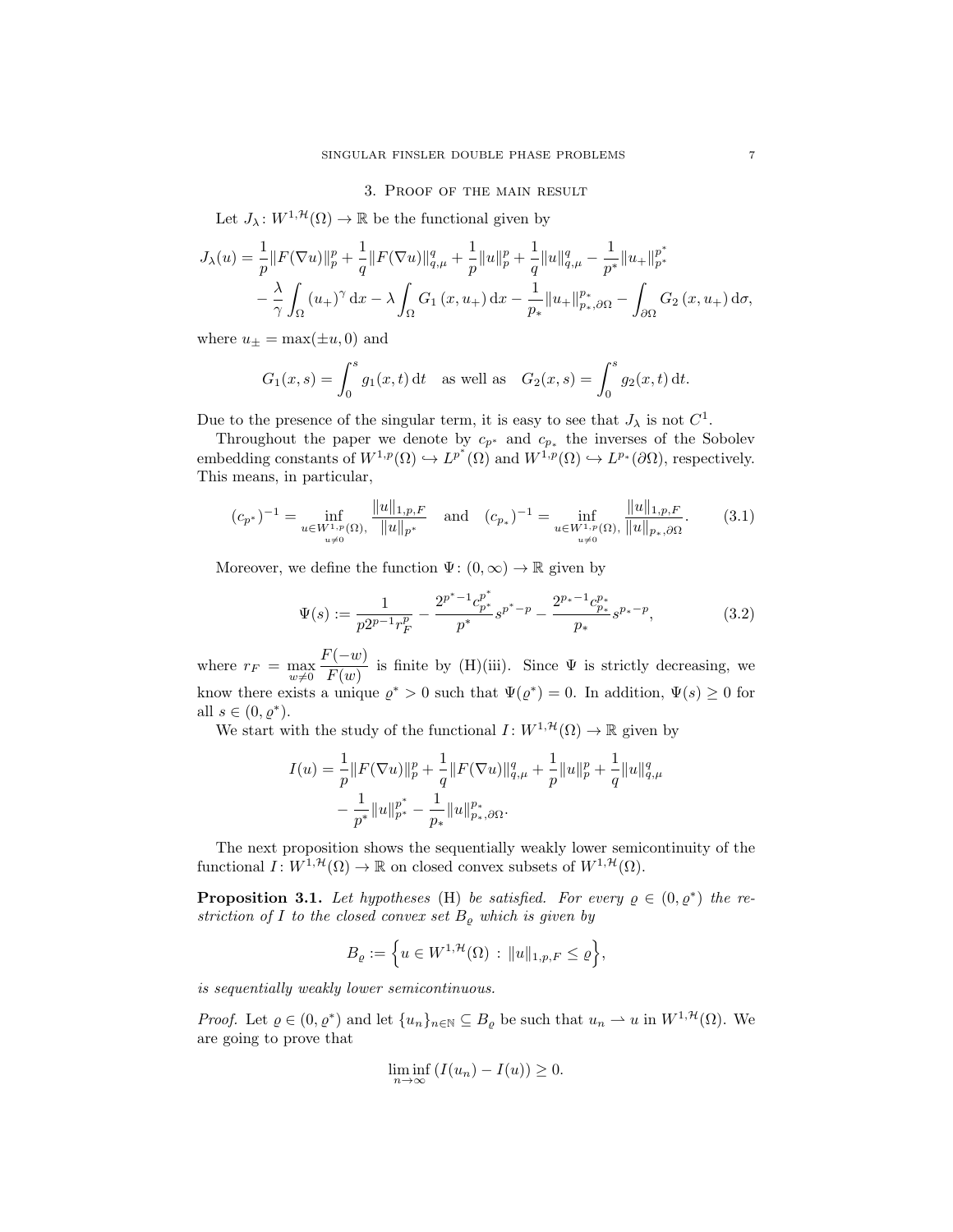## 3. Proof of the main result

Let $J_\lambda\colon W^{1,\mathcal{H}}(\Omega) \to \mathbb{R}$ be the functional given by

$$
\begin{aligned}
J_\lambda(u) = &\frac{1}{p}\|F(\nabla u)\|_p^p + \frac{1}{q}\|F(\nabla u)\|_{q,\mu}^q + \frac{1}{p}\|u\|_p^p + \frac{1}{q}\|u\|_{q,\mu}^q - \frac{1}{p^*}\|u_+\|_{p^*}^{p^*} \\
&- \frac{\lambda}{\gamma}\int_\Omega (u_+)^\gamma \,\mathrm{d}x - \lambda \int_\Omega G_1(x, u_+)\,\mathrm{d}x - \frac{1}{p_*}\|u_+\|_{p_*,\partial\Omega}^{p_*} - \int_{\partial\Omega} G_2(x, u_+)\,\mathrm{d}\sigma,
\end{aligned}
$$

where $u_\pm = \max(\pm u, 0)$ and

$$
G_1(x,s) = \int_0^s g_1(x,t)\,\mathrm{d}t \quad \text{as well as} \quad G_2(x,s) = \int_0^s g_2(x,t)\,\mathrm{d}t.
$$

Due to the presence of the singular term, it is easy to see that $J_\lambda$ is not $C^1$.

Throughout the paper we denote by $c_{p^*}$ and $c_{p_*}$ the inverses of the Sobolev embedding constants of $W^{1,p}(\Omega) \hookrightarrow L^{p^*}(\Omega)$ and $W^{1,p}(\Omega) \hookrightarrow L^{p_*}(\partial\Omega)$, respectively. This means, in particular,

$$
(c_{p^*})^{-1} = \inf_{\substack{u \in W^{1,p}(\Omega),\\ u\neq 0}} \frac{\|u\|_{1,p,F}}{\|u\|_{p^*}} \quad \text{and} \quad (c_{p_*})^{-1} = \inf_{\substack{u \in W^{1,p}(\Omega),\\ u\neq 0}} \frac{\|u\|_{1,p,F}}{\|u\|_{p_*,\partial\Omega}}. \tag{3.1}
$$

Moreover, we define the function $\Psi\colon (0,\infty) \to \mathbb{R}$ given by

$$
\Psi(s) := \frac{1}{p2^{p-1}r_F^p} - \frac{2^{p^*-1}c_{p^*}^{p^*}}{p^*}s^{p^*-p} - \frac{2^{p_*-1}c_{p_*}^{p_*}}{p_*}s^{p_*-p}, \tag{3.2}
$$

where $r_F = \max_{w\neq 0} \dfrac{F(-w)}{F(w)}$ is finite by (H)(iii). Since $\Psi$ is strictly decreasing, we know there exists a unique $\varrho^* > 0$ such that $\Psi(\varrho^*) = 0$. In addition, $\Psi(s) \geq 0$ for all $s \in (0, \varrho^*)$.

We start with the study of the functional $I\colon W^{1,\mathcal{H}}(\Omega) \to \mathbb{R}$ given by

$$
\begin{aligned}
I(u) = &\frac{1}{p}\|F(\nabla u)\|_p^p + \frac{1}{q}\|F(\nabla u)\|_{q,\mu}^q + \frac{1}{p}\|u\|_p^p + \frac{1}{q}\|u\|_{q,\mu}^q \\
&- \frac{1}{p^*}\|u\|_{p^*}^{p^*} - \frac{1}{p_*}\|u\|_{p_*,\partial\Omega}^{p_*}.
\end{aligned}
$$

The next proposition shows the sequentially weakly lower semicontinuity of the functional $I\colon W^{1,\mathcal{H}}(\Omega) \to \mathbb{R}$ on closed convex subsets of $W^{1,\mathcal{H}}(\Omega)$.

**Proposition 3.1.** *Let hypotheses* (H) *be satisfied. For every* $\varrho \in (0, \varrho^*)$ *the restriction of* $I$ *to the closed convex set* $B_\varrho$ *which is given by*

$$
B_\varrho := \left\{ u \in W^{1,\mathcal{H}}(\Omega) \,:\, \|u\|_{1,p,F} \leq \varrho \right\},
$$

*is sequentially weakly lower semicontinuous.*

*Proof.* Let $\varrho \in (0, \varrho^*)$ and let $\{u_n\}_{n\in\mathbb{N}} \subseteq B_\varrho$ be such that $u_n \rightharpoonup u$ in $W^{1,\mathcal{H}}(\Omega)$. We are going to prove that

$$
\liminf_{n\to\infty} (I(u_n) - I(u)) \geq 0.
$$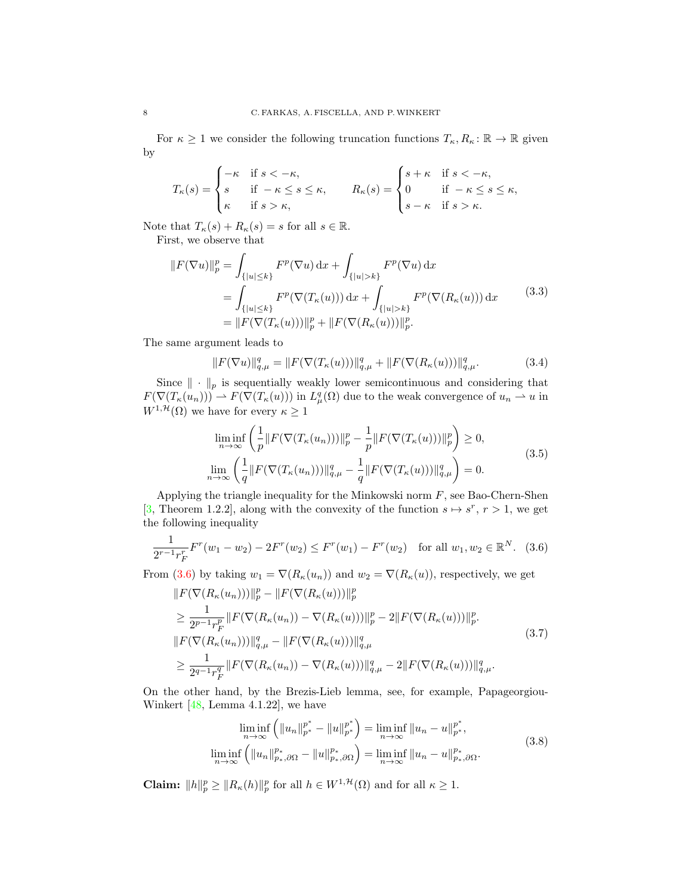For $\kappa \geq 1$ we consider the following truncation functions $T_\kappa, R_\kappa \colon \mathbb{R} \to \mathbb{R}$ given by

$$
T_\kappa(s) = \begin{cases} -\kappa & \text{if } s < -\kappa, \\ s & \text{if } -\kappa \leq s \leq \kappa, \\ \kappa & \text{if } s > \kappa, \end{cases} \qquad R_\kappa(s) = \begin{cases} s+\kappa & \text{if } s < -\kappa, \\ 0 & \text{if } -\kappa \leq s \leq \kappa, \\ s-\kappa & \text{if } s > \kappa. \end{cases}
$$

Note that $T_\kappa(s) + R_\kappa(s) = s$ for all $s \in \mathbb{R}$.

First, we observe that

$$
\begin{aligned}
\|F(\nabla u)\|_p^p &= \int_{\{|u|\leq k\}} F^p(\nabla u)\,\mathrm{d}x + \int_{\{|u|>k\}} F^p(\nabla u)\,\mathrm{d}x \\
&= \int_{\{|u|\leq k\}} F^p(\nabla(T_\kappa(u)))\,\mathrm{d}x + \int_{\{|u|>k\}} F^p(\nabla(R_\kappa(u)))\,\mathrm{d}x \\
&= \|F(\nabla(T_\kappa(u)))\|_p^p + \|F(\nabla(R_\kappa(u)))\|_p^p.
\end{aligned} \tag{3.3}
$$

The same argument leads to

$$
\|F(\nabla u)\|_{q,\mu}^q = \|F(\nabla(T_\kappa(u)))\|_{q,\mu}^q + \|F(\nabla(R_\kappa(u)))\|_{q,\mu}^q. \tag{3.4}
$$

Since $\|\cdot\|_p$ is sequentially weakly lower semicontinuous and considering that $F(\nabla(T_\kappa(u_n))) \rightharpoonup F(\nabla(T_\kappa(u)))$ in $L^q_\mu(\Omega)$ due to the weak convergence of $u_n \rightharpoonup u$ in $W^{1,\mathcal{H}}(\Omega)$ we have for every $\kappa \geq 1$

$$
\begin{aligned}
&\liminf_{n\to\infty} \left( \frac{1}{p}\|F(\nabla(T_\kappa(u_n)))\|_p^p - \frac{1}{p}\|F(\nabla(T_\kappa(u)))\|_p^p \right) \geq 0, \\
&\lim_{n\to\infty} \left( \frac{1}{q}\|F(\nabla(T_\kappa(u_n)))\|_{q,\mu}^q - \frac{1}{q}\|F(\nabla(T_\kappa(u)))\|_{q,\mu}^q \right) = 0.
\end{aligned} \tag{3.5}
$$

Applying the triangle inequality for the Minkowski norm $F$, see Bao-Chern-Shen [3, Theorem 1.2.2], along with the convexity of the function $s \mapsto s^r$, $r > 1$, we get the following inequality

$$
\frac{1}{2^{r-1} r_F^r} F^r(w_1 - w_2) - 2F^r(w_2) \leq F^r(w_1) - F^r(w_2) \quad \text{for all } w_1, w_2 \in \mathbb{R}^N. \tag{3.6}
$$

From (3.6) by taking $w_1 = \nabla(R_\kappa(u_n))$ and $w_2 = \nabla(R_\kappa(u))$, respectively, we get

$$
\begin{aligned}
&\|F(\nabla(R_\kappa(u_n)))\|_p^p - \|F(\nabla(R_\kappa(u)))\|_p^p \\
&\geq \frac{1}{2^{p-1} r_F^p} \|F(\nabla(R_\kappa(u_n)) - \nabla(R_\kappa(u)))\|_p^p - 2\|F(\nabla(R_\kappa(u)))\|_p^p. \\
&\|F(\nabla(R_\kappa(u_n)))\|_{q,\mu}^q - \|F(\nabla(R_\kappa(u)))\|_{q,\mu}^q \\
&\geq \frac{1}{2^{q-1} r_F^q} \|F(\nabla(R_\kappa(u_n)) - \nabla(R_\kappa(u)))\|_{q,\mu}^q - 2\|F(\nabla(R_\kappa(u)))\|_{q,\mu}^q.
\end{aligned} \tag{3.7}
$$

On the other hand, by the Brezis-Lieb lemma, see, for example, Papageorgiou-Winkert [48, Lemma 4.1.22], we have

$$
\begin{aligned}
\liminf_{n\to\infty} \left( \|u_n\|_{p^*}^{p^*} - \|u\|_{p^*}^{p^*} \right) &= \liminf_{n\to\infty} \|u_n - u\|_{p^*}^{p^*}, \\
\liminf_{n\to\infty} \left( \|u_n\|_{p_*,\partial\Omega}^{p_*} - \|u\|_{p_*,\partial\Omega}^{p_*} \right) &= \liminf_{n\to\infty} \|u_n - u\|_{p_*,\partial\Omega}^{p_*}.
\end{aligned} \tag{3.8}
$$

**Claim:** $\|h\|_p^p \geq \|R_\kappa(h)\|_p^p$ for all $h \in W^{1,\mathcal{H}}(\Omega)$ and for all $\kappa \geq 1$.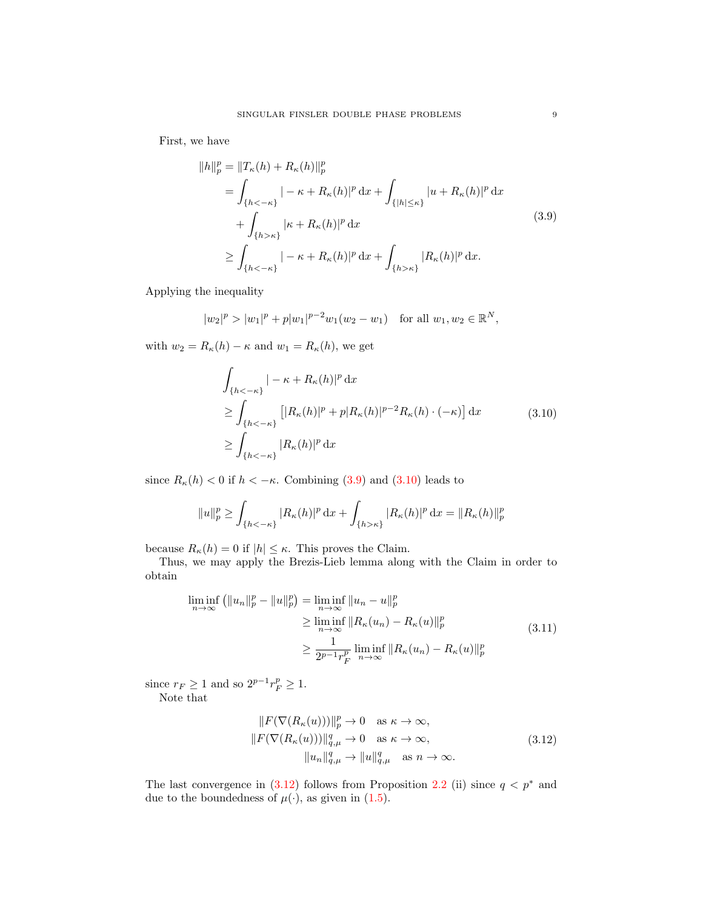First, we have

$$
\begin{aligned}
\|h\|_p^p &= \|T_\kappa(h) + R_\kappa(h)\|_p^p \\
&= \int_{\{h<-\kappa\}} |-\kappa + R_\kappa(h)|^p \,\mathrm{d}x + \int_{\{|h|\leq\kappa\}} |u + R_\kappa(h)|^p \,\mathrm{d}x \\
&\quad + \int_{\{h>\kappa\}} |\kappa + R_\kappa(h)|^p \,\mathrm{d}x \\
&\geq \int_{\{h<-\kappa\}} |-\kappa + R_\kappa(h)|^p \,\mathrm{d}x + \int_{\{h>\kappa\}} |R_\kappa(h)|^p \,\mathrm{d}x.
\end{aligned}
\tag{3.9}
$$

Applying the inequality

$$
|w_2|^p > |w_1|^p + p|w_1|^{p-2}w_1(w_2 - w_1) \quad \text{for all } w_1, w_2 \in \mathbb{R}^N,
$$

with $w_2 = R_\kappa(h) - \kappa$ and $w_1 = R_\kappa(h)$, we get

$$
\begin{aligned}
&\int_{\{h<-\kappa\}} |-\kappa + R_\kappa(h)|^p \,\mathrm{d}x \\
&\geq \int_{\{h<-\kappa\}} \left[|R_\kappa(h)|^p + p|R_\kappa(h)|^{p-2}R_\kappa(h)\cdot(-\kappa)\right] \mathrm{d}x \\
&\geq \int_{\{h<-\kappa\}} |R_\kappa(h)|^p \,\mathrm{d}x
\end{aligned}
\tag{3.10}
$$

since $R_\kappa(h) < 0$ if $h < -\kappa$. Combining (3.9) and (3.10) leads to

$$
\|u\|_p^p \geq \int_{\{h<-\kappa\}} |R_\kappa(h)|^p \,\mathrm{d}x + \int_{\{h>\kappa\}} |R_\kappa(h)|^p \,\mathrm{d}x = \|R_\kappa(h)\|_p^p
$$

because $R_\kappa(h) = 0$ if $|h| \leq \kappa$. This proves the Claim.

Thus, we may apply the Brezis-Lieb lemma along with the Claim in order to obtain

$$
\begin{aligned}
\liminf_{n\to\infty} \left(\|u_n\|_p^p - \|u\|_p^p\right) &= \liminf_{n\to\infty} \|u_n - u\|_p^p \\
&\geq \liminf_{n\to\infty} \|R_\kappa(u_n) - R_\kappa(u)\|_p^p \\
&\geq \frac{1}{2^{p-1}r_F^p} \liminf_{n\to\infty} \|R_\kappa(u_n) - R_\kappa(u)\|_p^p
\end{aligned}
\tag{3.11}
$$

since $r_F \geq 1$ and so $2^{p-1}r_F^p \geq 1$.

Note that

$$
\begin{aligned}
\|F(\nabla(R_\kappa(u)))\|_p^p &\to 0 \quad \text{as } \kappa \to \infty, \\
\|F(\nabla(R_\kappa(u)))\|_{q,\mu}^q &\to 0 \quad \text{as } \kappa \to \infty, \\
\|u_n\|_{q,\mu}^q &\to \|u\|_{q,\mu}^q \quad \text{as } n \to \infty.
\end{aligned}
\tag{3.12}
$$

The last convergence in (3.12) follows from Proposition 2.2 (ii) since $q < p^*$ and due to the boundedness of $\mu(\cdot)$, as given in (1.5).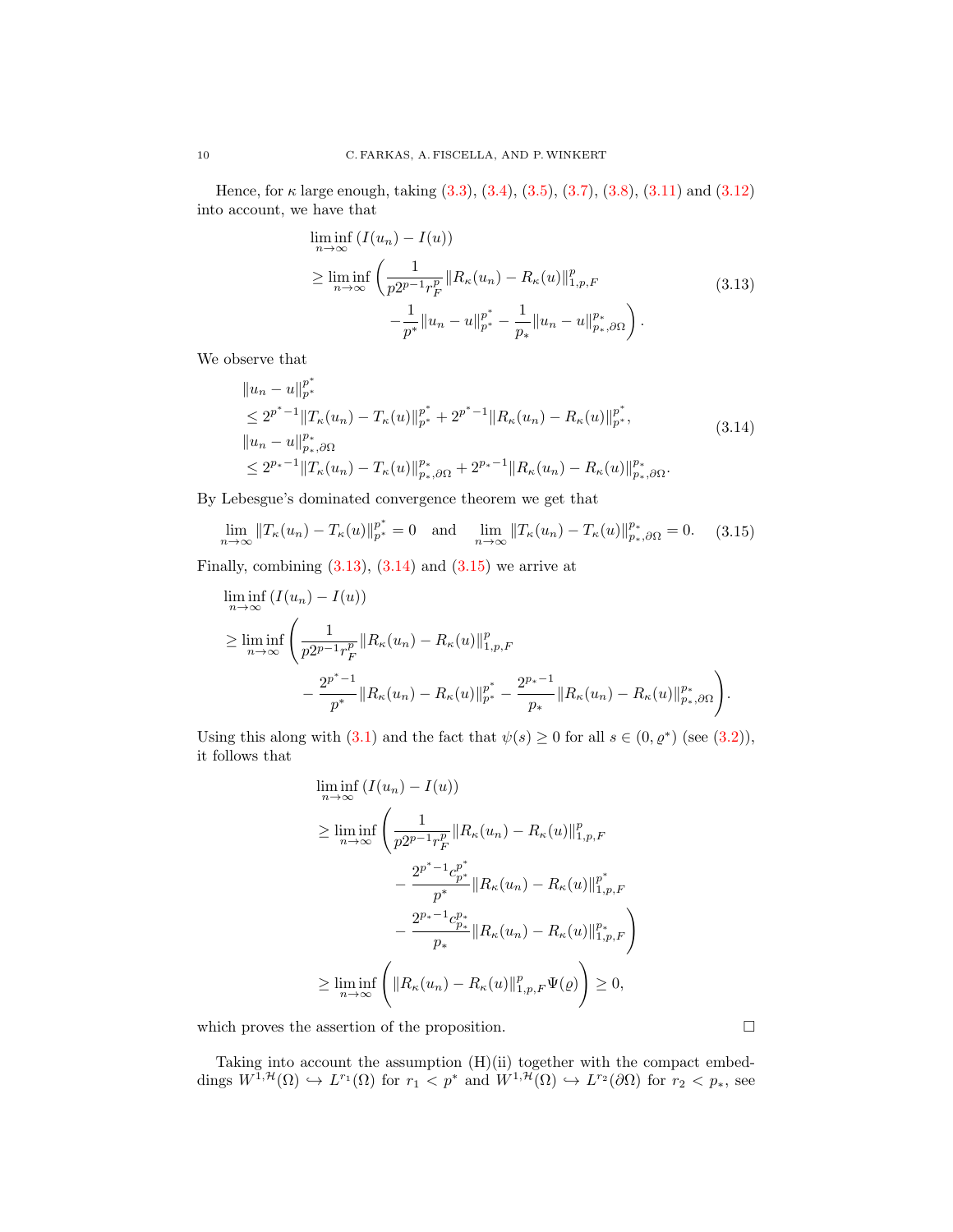Hence, for $\kappa$ large enough, taking (3.3), (3.4), (3.5), (3.7), (3.8), (3.11) and (3.12) into account, we have that

$$
\begin{aligned}
&\liminf_{n\to\infty} \left(I(u_n)-I(u)\right)\\
&\geq \liminf_{n\to\infty} \left( \frac{1}{p2^{p-1}r_F^p} \|R_\kappa(u_n)-R_\kappa(u)\|_{1,p,F}^p \right.\\
&\qquad\qquad \left. -\frac{1}{p^*}\|u_n-u\|_{p^*}^{p^*} - \frac{1}{p_*}\|u_n-u\|_{p_*,\partial\Omega}^{p_*} \right).
\end{aligned}
\tag{3.13}
$$

We observe that

$$
\begin{aligned}
&\|u_n-u\|_{p^*}^{p^*}\\
&\leq 2^{p^*-1}\|T_\kappa(u_n)-T_\kappa(u)\|_{p^*}^{p^*} + 2^{p^*-1}\|R_\kappa(u_n)-R_\kappa(u)\|_{p^*}^{p^*},\\
&\|u_n-u\|_{p_*,\partial\Omega}^{p_*}\\
&\leq 2^{p_*-1}\|T_\kappa(u_n)-T_\kappa(u)\|_{p_*,\partial\Omega}^{p_*} + 2^{p_*-1}\|R_\kappa(u_n)-R_\kappa(u)\|_{p_*,\partial\Omega}^{p_*}.
\end{aligned}
\tag{3.14}
$$

By Lebesgue's dominated convergence theorem we get that

$$
\lim_{n\to\infty} \|T_\kappa(u_n)-T_\kappa(u)\|_{p^*}^{p^*} = 0 \quad \text{and} \quad \lim_{n\to\infty} \|T_\kappa(u_n)-T_\kappa(u)\|_{p_*,\partial\Omega}^{p_*} = 0. \tag{3.15}
$$

Finally, combining (3.13), (3.14) and (3.15) we arrive at

$$
\begin{aligned}
&\liminf_{n\to\infty} \left(I(u_n)-I(u)\right)\\
&\geq \liminf_{n\to\infty} \left( \frac{1}{p2^{p-1}r_F^p} \|R_\kappa(u_n)-R_\kappa(u)\|_{1,p,F}^p \right.\\
&\qquad \left. - \frac{2^{p^*-1}}{p^*}\|R_\kappa(u_n)-R_\kappa(u)\|_{p^*}^{p^*} - \frac{2^{p_*-1}}{p_*}\|R_\kappa(u_n)-R_\kappa(u)\|_{p_*,\partial\Omega}^{p_*} \right).
\end{aligned}
$$

Using this along with (3.1) and the fact that $\psi(s)\geq 0$ for all $s\in(0,\varrho^*)$ (see (3.2)), it follows that

$$
\begin{aligned}
&\liminf_{n\to\infty} \left(I(u_n)-I(u)\right)\\
&\geq \liminf_{n\to\infty} \left( \frac{1}{p2^{p-1}r_F^p} \|R_\kappa(u_n)-R_\kappa(u)\|_{1,p,F}^p \right.\\
&\qquad\qquad - \frac{2^{p^*-1}c_{p^*}^{p^*}}{p^*}\|R_\kappa(u_n)-R_\kappa(u)\|_{1,p,F}^{p^*}\\
&\qquad\qquad \left. - \frac{2^{p_*-1}c_{p_*}^{p_*}}{p_*}\|R_\kappa(u_n)-R_\kappa(u)\|_{1,p,F}^{p_*} \right)\\
&\geq \liminf_{n\to\infty} \left( \|R_\kappa(u_n)-R_\kappa(u)\|_{1,p,F}^p \Psi(\varrho) \right) \geq 0,
\end{aligned}
$$

which proves the assertion of the proposition. $\square$

Taking into account the assumption (H)(ii) together with the compact embeddings $W^{1,\mathcal{H}}(\Omega) \hookrightarrow L^{r_1}(\Omega)$ for $r_1 < p^*$ and $W^{1,\mathcal{H}}(\Omega) \hookrightarrow L^{r_2}(\partial\Omega)$ for $r_2 < p_*$, see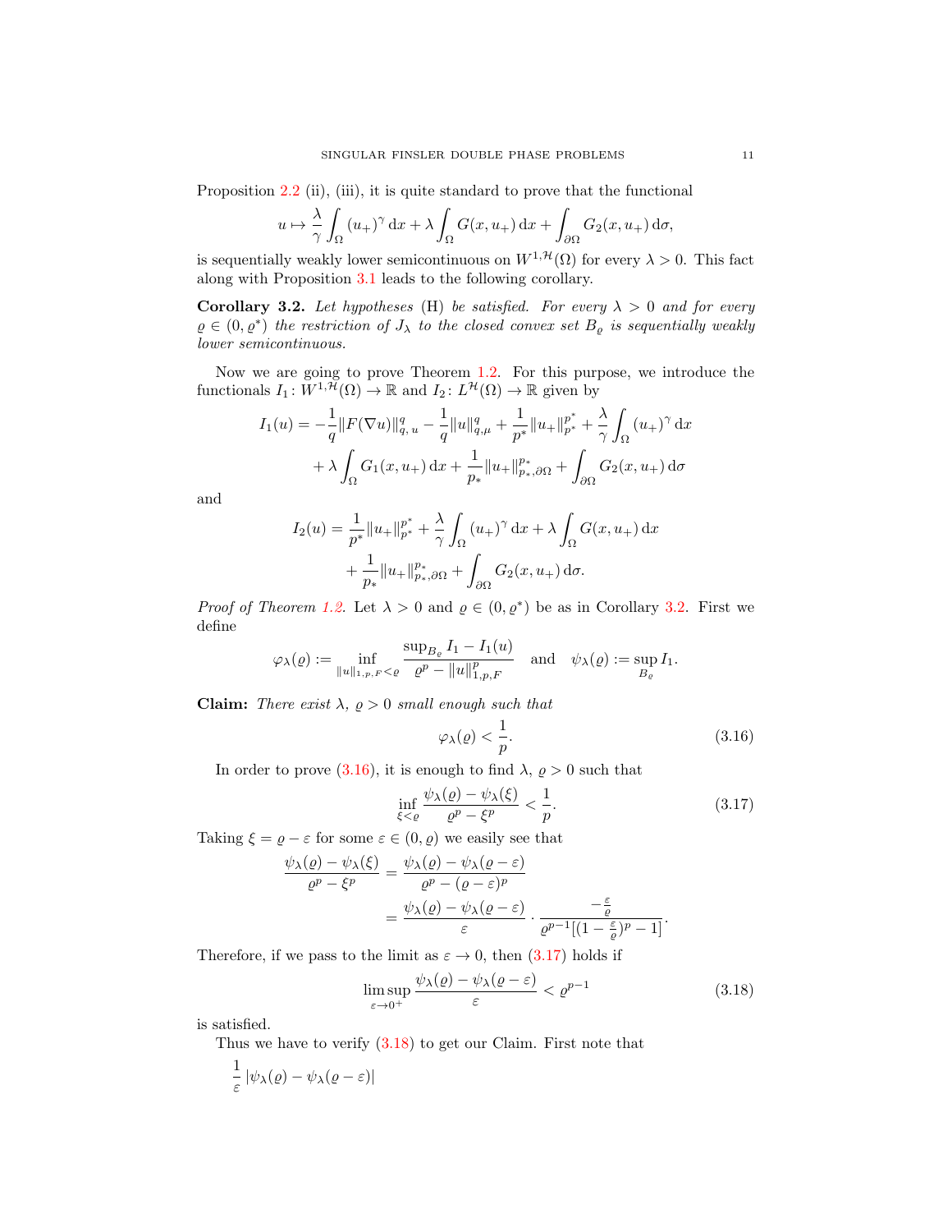Proposition 2.2 (ii), (iii), it is quite standard to prove that the functional

$$u \mapsto \frac{\lambda}{\gamma}\int_\Omega (u_+)^\gamma \,\mathrm{d}x + \lambda \int_\Omega G(x,u_+)\,\mathrm{d}x + \int_{\partial\Omega} G_2(x,u_+)\,\mathrm{d}\sigma,$$

is sequentially weakly lower semicontinuous on $W^{1,\mathcal{H}}(\Omega)$ for every $\lambda > 0$. This fact along with Proposition 3.1 leads to the following corollary.

**Corollary 3.2.** *Let hypotheses* (H) *be satisfied. For every $\lambda > 0$ and for every $\varrho \in (0, \varrho^*)$ the restriction of $J_\lambda$ to the closed convex set $B_\varrho$ is sequentially weakly lower semicontinuous.*

Now we are going to prove Theorem 1.2. For this purpose, we introduce the functionals $I_1 \colon W^{1,\mathcal{H}}(\Omega) \to \mathbb{R}$ and $I_2 \colon L^{\mathcal{H}}(\Omega) \to \mathbb{R}$ given by

$$\begin{aligned} I_1(u) = &-\frac{1}{q}\|F(\nabla u)\|_{q,\,u}^q - \frac{1}{q}\|u\|_{q,\mu}^q + \frac{1}{p^*}\|u_+\|_{p^*}^{p^*} + \frac{\lambda}{\gamma}\int_\Omega (u_+)^\gamma\,\mathrm{d}x \\ &+ \lambda \int_\Omega G_1(x,u_+)\,\mathrm{d}x + \frac{1}{p_*}\|u_+\|_{p_*,\partial\Omega}^{p_*} + \int_{\partial\Omega} G_2(x,u_+)\,\mathrm{d}\sigma \end{aligned}$$

and

$$\begin{aligned} I_2(u) = &\frac{1}{p^*}\|u_+\|_{p^*}^{p^*} + \frac{\lambda}{\gamma}\int_\Omega (u_+)^\gamma\,\mathrm{d}x + \lambda\int_\Omega G(x,u_+)\,\mathrm{d}x \\ &+ \frac{1}{p_*}\|u_+\|_{p_*,\partial\Omega}^{p_*} + \int_{\partial\Omega} G_2(x,u_+)\,\mathrm{d}\sigma. \end{aligned}$$

*Proof of Theorem 1.2.* Let $\lambda > 0$ and $\varrho \in (0,\varrho^*)$ be as in Corollary 3.2. First we define

$$\varphi_\lambda(\varrho) := \inf_{\|u\|_{1,p,F} < \varrho} \frac{\sup_{B_\varrho} I_1 - I_1(u)}{\varrho^p - \|u\|_{1,p,F}^p} \quad \text{and} \quad \psi_\lambda(\varrho) := \sup_{B_\varrho} I_1.$$

**Claim:** *There exist $\lambda$, $\varrho > 0$ small enough such that*

$$\varphi_\lambda(\varrho) < \frac{1}{p}. \tag{3.16}$$

In order to prove (3.16), it is enough to find $\lambda$, $\varrho > 0$ such that

$$\inf_{\xi<\varrho} \frac{\psi_\lambda(\varrho) - \psi_\lambda(\xi)}{\varrho^p - \xi^p} < \frac{1}{p}. \tag{3.17}$$

Taking $\xi = \varrho - \varepsilon$ for some $\varepsilon \in (0,\varrho)$ we easily see that

$$\begin{aligned} \frac{\psi_\lambda(\varrho) - \psi_\lambda(\xi)}{\varrho^p - \xi^p} &= \frac{\psi_\lambda(\varrho) - \psi_\lambda(\varrho-\varepsilon)}{\varrho^p - (\varrho-\varepsilon)^p} \\ &= \frac{\psi_\lambda(\varrho) - \psi_\lambda(\varrho-\varepsilon)}{\varepsilon} \cdot \frac{-\frac{\varepsilon}{\varrho}}{\varrho^{p-1}[(1-\frac{\varepsilon}{\varrho})^p - 1]}. \end{aligned}$$

Therefore, if we pass to the limit as $\varepsilon \to 0$, then (3.17) holds if

$$\limsup_{\varepsilon\to 0^+} \frac{\psi_\lambda(\varrho) - \psi_\lambda(\varrho-\varepsilon)}{\varepsilon} < \varrho^{p-1} \tag{3.18}$$

is satisfied.

Thus we have to verify (3.18) to get our Claim. First note that

$$\frac{1}{\varepsilon}\left|\psi_\lambda(\varrho) - \psi_\lambda(\varrho-\varepsilon)\right|$$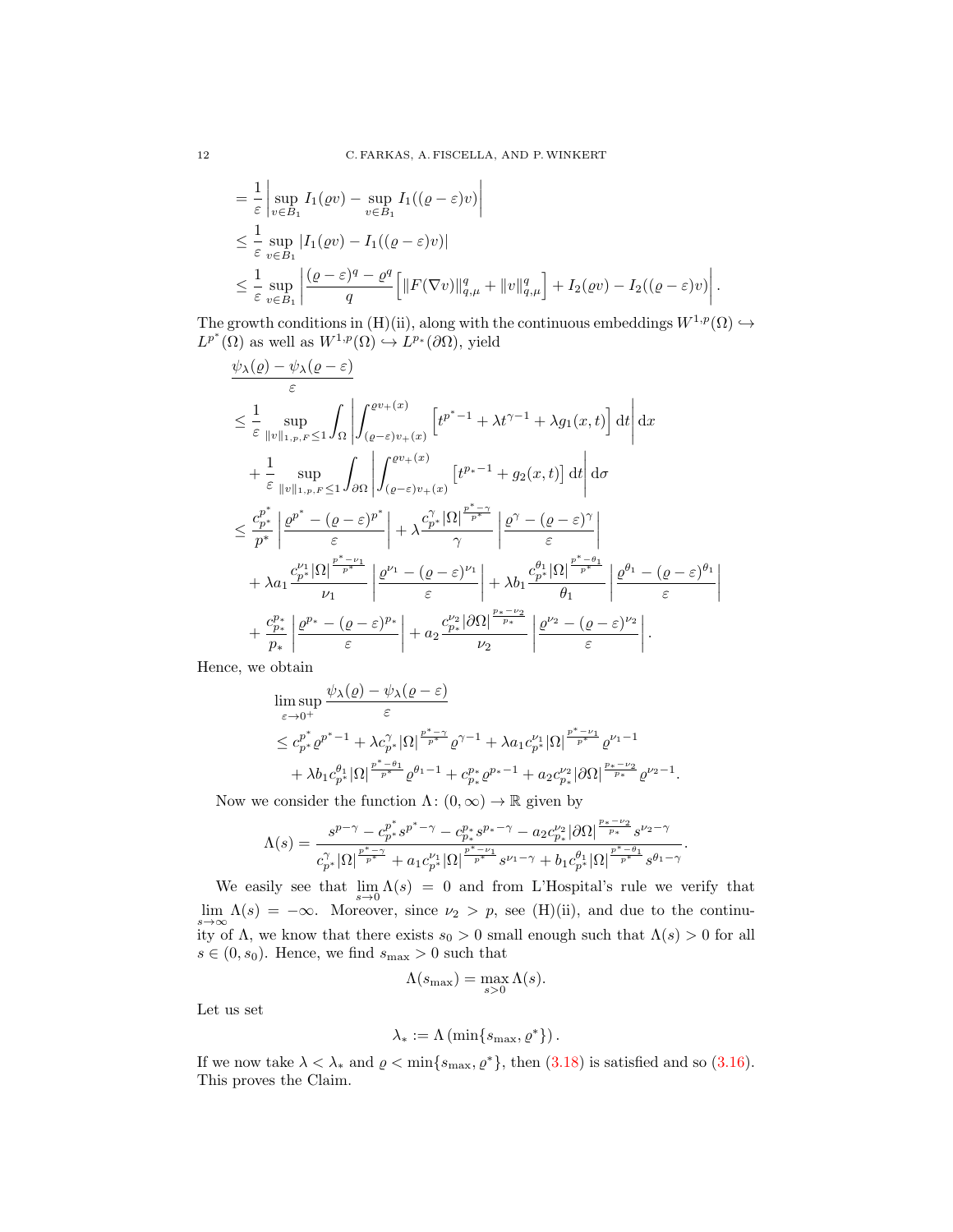$$
\begin{aligned}
&= \frac{1}{\varepsilon} \left| \sup_{v\in B_1} I_1(\varrho v) - \sup_{v\in B_1} I_1((\varrho-\varepsilon)v) \right| \\
&\leq \frac{1}{\varepsilon} \sup_{v\in B_1} |I_1(\varrho v) - I_1((\varrho-\varepsilon)v)| \\
&\leq \frac{1}{\varepsilon} \sup_{v\in B_1} \left| \frac{(\varrho-\varepsilon)^q - \varrho^q}{q} \left[ \|F(\nabla v)\|_{q,\mu}^q + \|v\|_{q,\mu}^q \right] + I_2(\varrho v) - I_2((\varrho-\varepsilon)v) \right|.
\end{aligned}
$$

The growth conditions in (H)(ii), along with the continuous embeddings $W^{1,p}(\Omega) \hookrightarrow L^{p^*}(\Omega)$ as well as $W^{1,p}(\Omega) \hookrightarrow L^{p_*}(\partial\Omega)$, yield

$$
\begin{aligned}
&\frac{\psi_\lambda(\varrho) - \psi_\lambda(\varrho-\varepsilon)}{\varepsilon} \\
&\leq \frac{1}{\varepsilon} \sup_{\|v\|_{1,p,F}\leq 1} \int_\Omega \left| \int_{(\varrho-\varepsilon)v_+(x)}^{\varrho v_+(x)} \left[ t^{p^*-1} + \lambda t^{\gamma-1} + \lambda g_1(x,t) \right] \mathrm{d}t \right| \mathrm{d}x \\
&\quad + \frac{1}{\varepsilon} \sup_{\|v\|_{1,p,F}\leq 1} \int_{\partial\Omega} \left| \int_{(\varrho-\varepsilon)v_+(x)}^{\varrho v_+(x)} \left[ t^{p_*-1} + g_2(x,t) \right] \mathrm{d}t \right| \mathrm{d}\sigma \\
&\leq \frac{c_{p^*}^{p^*}}{p^*} \left| \frac{\varrho^{p^*} - (\varrho-\varepsilon)^{p^*}}{\varepsilon} \right| + \lambda \frac{c_{p^*}^{\gamma} |\Omega|^{\frac{p^*-\gamma}{p^*}}}{\gamma} \left| \frac{\varrho^{\gamma} - (\varrho-\varepsilon)^{\gamma}}{\varepsilon} \right| \\
&\quad + \lambda a_1 \frac{c_{p^*}^{\nu_1} |\Omega|^{\frac{p^*-\nu_1}{p^*}}}{\nu_1} \left| \frac{\varrho^{\nu_1} - (\varrho-\varepsilon)^{\nu_1}}{\varepsilon} \right| + \lambda b_1 \frac{c_{p^*}^{\theta_1} |\Omega|^{\frac{p^*-\theta_1}{p^*}}}{\theta_1} \left| \frac{\varrho^{\theta_1} - (\varrho-\varepsilon)^{\theta_1}}{\varepsilon} \right| \\
&\quad + \frac{c_{p_*}^{p_*}}{p_*} \left| \frac{\varrho^{p_*} - (\varrho-\varepsilon)^{p_*}}{\varepsilon} \right| + a_2 \frac{c_{p_*}^{\nu_2} |\partial\Omega|^{\frac{p_*-\nu_2}{p_*}}}{\nu_2} \left| \frac{\varrho^{\nu_2} - (\varrho-\varepsilon)^{\nu_2}}{\varepsilon} \right|.
\end{aligned}
$$

Hence, we obtain

$$
\begin{aligned}
&\limsup_{\varepsilon\to 0^+} \frac{\psi_\lambda(\varrho) - \psi_\lambda(\varrho-\varepsilon)}{\varepsilon} \\
&\leq c_{p^*}^{p^*} \varrho^{p^*-1} + \lambda c_{p^*}^{\gamma} |\Omega|^{\frac{p^*-\gamma}{p^*}} \varrho^{\gamma-1} + \lambda a_1 c_{p^*}^{\nu_1} |\Omega|^{\frac{p^*-\nu_1}{p^*}} \varrho^{\nu_1-1} \\
&\quad + \lambda b_1 c_{p^*}^{\theta_1} |\Omega|^{\frac{p^*-\theta_1}{p^*}} \varrho^{\theta_1-1} + c_{p_*}^{p_*} \varrho^{p_*-1} + a_2 c_{p_*}^{\nu_2} |\partial\Omega|^{\frac{p_*-\nu_2}{p_*}} \varrho^{\nu_2-1}.
\end{aligned}
$$

Now we consider the function $\Lambda\colon (0,\infty) \to \mathbb{R}$ given by

$$
\Lambda(s) = \frac{s^{p-\gamma} - c_{p^*}^{p^*} s^{p^*-\gamma} - c_{p_*}^{p_*} s^{p_*-\gamma} - a_2 c_{p_*}^{\nu_2} |\partial\Omega|^{\frac{p_*-\nu_2}{p_*}} s^{\nu_2-\gamma}}{c_{p^*}^{\gamma} |\Omega|^{\frac{p^*-\gamma}{p^*}} + a_1 c_{p^*}^{\nu_1} |\Omega|^{\frac{p^*-\nu_1}{p^*}} s^{\nu_1-\gamma} + b_1 c_{p^*}^{\theta_1} |\Omega|^{\frac{p^*-\theta_1}{p^*}} s^{\theta_1-\gamma}}.
$$

We easily see that $\lim\limits_{s\to 0} \Lambda(s) = 0$ and from L'Hospital's rule we verify that $\lim\limits_{s\to\infty} \Lambda(s) = -\infty$. Moreover, since $\nu_2 > p$, see (H)(ii), and due to the continuity of $\Lambda$, we know that there exists $s_0 > 0$ small enough such that $\Lambda(s) > 0$ for all $s \in (0, s_0)$. Hence, we find $s_{\max} > 0$ such that

$$
\Lambda(s_{\max}) = \max_{s>0} \Lambda(s).
$$

Let us set

$$
\lambda_* := \Lambda\left(\min\{s_{\max}, \varrho^*\}\right).
$$

If we now take $\lambda < \lambda_*$ and $\varrho < \min\{s_{\max}, \varrho^*\}$, then (3.18) is satisfied and so (3.16). This proves the Claim.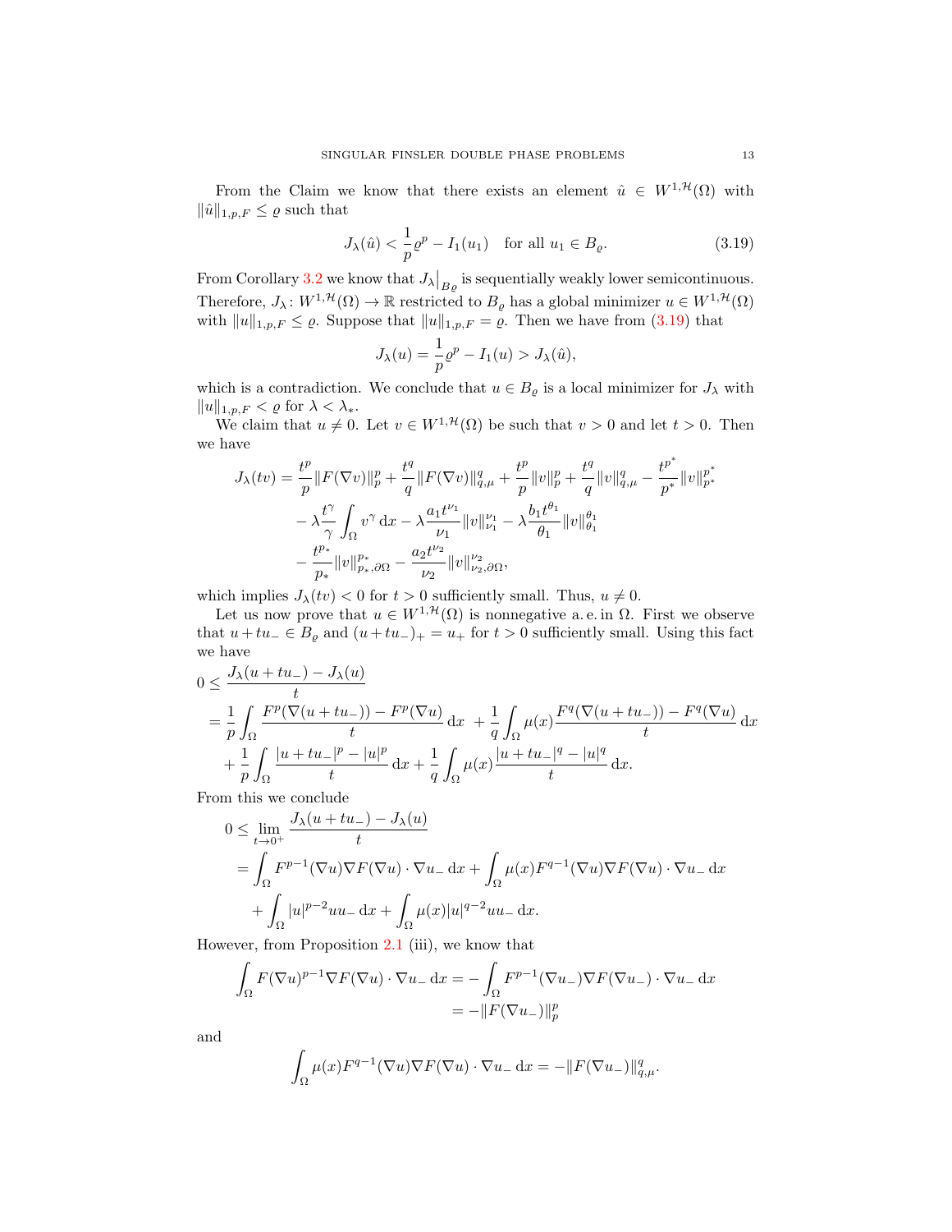From the Claim we know that there exists an element $\hat{u} \in W^{1,\mathcal{H}}(\Omega)$ with $\|\hat{u}\|_{1,p,F} \leq \varrho$ such that

$$J_\lambda(\hat{u}) < \frac{1}{p}\varrho^p - I_1(u_1) \quad \text{for all } u_1 \in B_\varrho. \tag{3.19}$$

From Corollary 3.2 we know that $J_\lambda\big|_{B_\varrho}$ is sequentially weakly lower semicontinuous. Therefore, $J_\lambda \colon W^{1,\mathcal{H}}(\Omega) \to \mathbb{R}$ restricted to $B_\varrho$ has a global minimizer $u \in W^{1,\mathcal{H}}(\Omega)$ with $\|u\|_{1,p,F} \leq \varrho$. Suppose that $\|u\|_{1,p,F} = \varrho$. Then we have from (3.19) that

$$J_\lambda(u) = \frac{1}{p}\varrho^p - I_1(u) > J_\lambda(\hat{u}),$$

which is a contradiction. We conclude that $u \in B_\varrho$ is a local minimizer for $J_\lambda$ with $\|u\|_{1,p,F} < \varrho$ for $\lambda < \lambda_*$.

We claim that $u \neq 0$. Let $v \in W^{1,\mathcal{H}}(\Omega)$ be such that $v > 0$ and let $t > 0$. Then we have

$$\begin{aligned}
J_\lambda(tv) &= \frac{t^p}{p}\|F(\nabla v)\|_p^p + \frac{t^q}{q}\|F(\nabla v)\|_{q,\mu}^q + \frac{t^p}{p}\|v\|_p^p + \frac{t^q}{q}\|v\|_{q,\mu}^q - \frac{t^{p^*}}{p^*}\|v\|_{p^*}^{p^*} \\
&\quad - \lambda\frac{t^\gamma}{\gamma}\int_\Omega v^\gamma \,\mathrm{d}x - \lambda\frac{a_1 t^{\nu_1}}{\nu_1}\|v\|_{\nu_1}^{\nu_1} - \lambda\frac{b_1 t^{\theta_1}}{\theta_1}\|v\|_{\theta_1}^{\theta_1} \\
&\quad - \frac{t^{p_*}}{p_*}\|v\|_{p_*,\partial\Omega}^{p_*} - \frac{a_2 t^{\nu_2}}{\nu_2}\|v\|_{\nu_2,\partial\Omega}^{\nu_2},
\end{aligned}$$

which implies $J_\lambda(tv) < 0$ for $t > 0$ sufficiently small. Thus, $u \neq 0$.

Let us now prove that $u \in W^{1,\mathcal{H}}(\Omega)$ is nonnegative a. e. in $\Omega$. First we observe that $u + tu_- \in B_\varrho$ and $(u+tu_-)_+ = u_+$ for $t > 0$ sufficiently small. Using this fact we have

$$\begin{aligned}
0 &\leq \frac{J_\lambda(u+tu_-) - J_\lambda(u)}{t} \\
&= \frac{1}{p}\int_\Omega \frac{F^p(\nabla(u+tu_-)) - F^p(\nabla u)}{t}\,\mathrm{d}x + \frac{1}{q}\int_\Omega \mu(x)\frac{F^q(\nabla(u+tu_-)) - F^q(\nabla u)}{t}\,\mathrm{d}x \\
&\quad + \frac{1}{p}\int_\Omega \frac{|u+tu_-|^p - |u|^p}{t}\,\mathrm{d}x + \frac{1}{q}\int_\Omega \mu(x)\frac{|u+tu_-|^q - |u|^q}{t}\,\mathrm{d}x.
\end{aligned}$$

From this we conclude

$$\begin{aligned}
0 &\leq \lim_{t\to 0^+} \frac{J_\lambda(u+tu_-) - J_\lambda(u)}{t} \\
&= \int_\Omega F^{p-1}(\nabla u)\nabla F(\nabla u)\cdot \nabla u_-\,\mathrm{d}x + \int_\Omega \mu(x)F^{q-1}(\nabla u)\nabla F(\nabla u)\cdot\nabla u_-\,\mathrm{d}x \\
&\quad + \int_\Omega |u|^{p-2}uu_-\,\mathrm{d}x + \int_\Omega \mu(x)|u|^{q-2}uu_-\,\mathrm{d}x.
\end{aligned}$$

However, from Proposition 2.1 (iii), we know that

$$\begin{aligned}
\int_\Omega F(\nabla u)^{p-1}\nabla F(\nabla u)\cdot\nabla u_-\,\mathrm{d}x &= -\int_\Omega F^{p-1}(\nabla u_-)\nabla F(\nabla u_-)\cdot\nabla u_-\,\mathrm{d}x \\
&= -\|F(\nabla u_-)\|_p^p
\end{aligned}$$

and

$$\int_\Omega \mu(x)F^{q-1}(\nabla u)\nabla F(\nabla u)\cdot\nabla u_-\,\mathrm{d}x = -\|F(\nabla u_-)\|_{q,\mu}^q.$$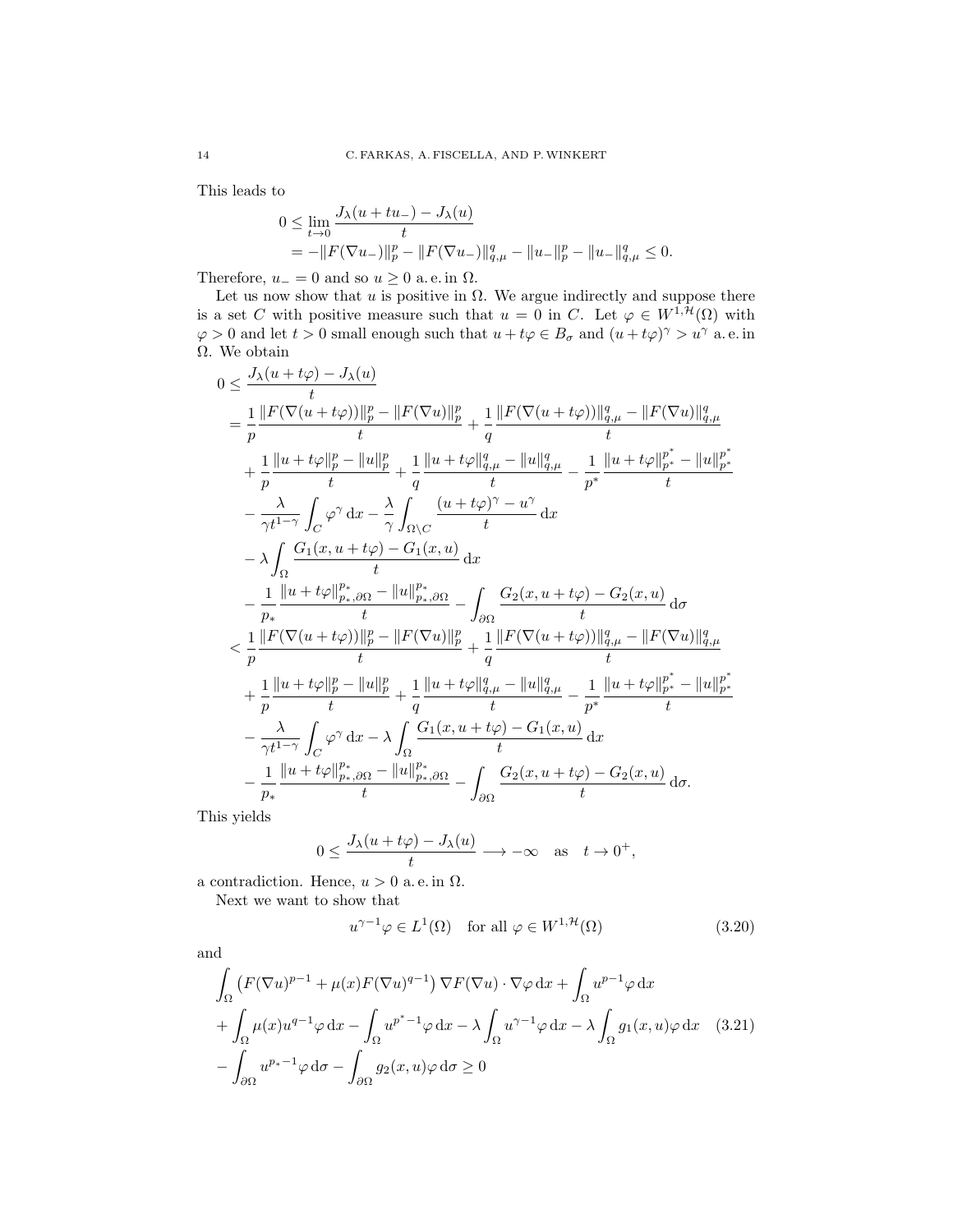This leads to

$$
\begin{aligned}
0 &\leq \lim_{t\to 0} \frac{J_\lambda(u+tu_-)-J_\lambda(u)}{t}\\
&= -\|F(\nabla u_-)\|_p^p - \|F(\nabla u_-)\|_{q,\mu}^q - \|u_-\|_p^p - \|u_-\|_{q,\mu}^q \leq 0.
\end{aligned}
$$

Therefore, $u_- = 0$ and so $u \geq 0$ a. e. in $\Omega$.

Let us now show that $u$ is positive in $\Omega$. We argue indirectly and suppose there is a set $C$ with positive measure such that $u = 0$ in $C$. Let $\varphi \in W^{1,\mathcal{H}}(\Omega)$ with $\varphi > 0$ and let $t > 0$ small enough such that $u + t\varphi \in B_\sigma$ and $(u+t\varphi)^\gamma > u^\gamma$ a. e. in $\Omega$. We obtain

$$
\begin{aligned}
0 &\leq \frac{J_\lambda(u+t\varphi)-J_\lambda(u)}{t}\\
&= \frac{1}{p}\frac{\|F(\nabla(u+t\varphi))\|_p^p - \|F(\nabla u)\|_p^p}{t} + \frac{1}{q}\frac{\|F(\nabla(u+t\varphi))\|_{q,\mu}^q - \|F(\nabla u)\|_{q,\mu}^q}{t}\\
&\quad + \frac{1}{p}\frac{\|u+t\varphi\|_p^p - \|u\|_p^p}{t} + \frac{1}{q}\frac{\|u+t\varphi\|_{q,\mu}^q - \|u\|_{q,\mu}^q}{t} - \frac{1}{p^*}\frac{\|u+t\varphi\|_{p^*}^{p^*} - \|u\|_{p^*}^{p^*}}{t}\\
&\quad - \frac{\lambda}{\gamma t^{1-\gamma}}\int_C \varphi^\gamma \,\mathrm{d}x - \frac{\lambda}{\gamma}\int_{\Omega\setminus C} \frac{(u+t\varphi)^\gamma - u^\gamma}{t}\,\mathrm{d}x\\
&\quad - \lambda\int_\Omega \frac{G_1(x,u+t\varphi)-G_1(x,u)}{t}\,\mathrm{d}x\\
&\quad - \frac{1}{p_*}\frac{\|u+t\varphi\|_{p_*,\partial\Omega}^{p_*} - \|u\|_{p_*,\partial\Omega}^{p_*}}{t} - \int_{\partial\Omega}\frac{G_2(x,u+t\varphi)-G_2(x,u)}{t}\,\mathrm{d}\sigma\\
&< \frac{1}{p}\frac{\|F(\nabla(u+t\varphi))\|_p^p - \|F(\nabla u)\|_p^p}{t} + \frac{1}{q}\frac{\|F(\nabla(u+t\varphi))\|_{q,\mu}^q - \|F(\nabla u)\|_{q,\mu}^q}{t}\\
&\quad + \frac{1}{p}\frac{\|u+t\varphi\|_p^p - \|u\|_p^p}{t} + \frac{1}{q}\frac{\|u+t\varphi\|_{q,\mu}^q - \|u\|_{q,\mu}^q}{t} - \frac{1}{p^*}\frac{\|u+t\varphi\|_{p^*}^{p^*} - \|u\|_{p^*}^{p^*}}{t}\\
&\quad - \frac{\lambda}{\gamma t^{1-\gamma}}\int_C \varphi^\gamma \,\mathrm{d}x - \lambda\int_\Omega \frac{G_1(x,u+t\varphi)-G_1(x,u)}{t}\,\mathrm{d}x\\
&\quad - \frac{1}{p_*}\frac{\|u+t\varphi\|_{p_*,\partial\Omega}^{p_*} - \|u\|_{p_*,\partial\Omega}^{p_*}}{t} - \int_{\partial\Omega}\frac{G_2(x,u+t\varphi)-G_2(x,u)}{t}\,\mathrm{d}\sigma.
\end{aligned}
$$

This yields

$$
0 \leq \frac{J_\lambda(u+t\varphi)-J_\lambda(u)}{t} \longrightarrow -\infty \quad \text{as} \quad t \to 0^+,
$$

a contradiction. Hence, $u > 0$ a. e. in $\Omega$.

Next we want to show that

$$
u^{\gamma-1}\varphi \in L^1(\Omega) \quad \text{for all } \varphi \in W^{1,\mathcal{H}}(\Omega) \tag{3.20}
$$

and

$$
\begin{aligned}
&\int_\Omega \left(F(\nabla u)^{p-1} + \mu(x)F(\nabla u)^{q-1}\right)\nabla F(\nabla u)\cdot\nabla\varphi\,\mathrm{d}x + \int_\Omega u^{p-1}\varphi\,\mathrm{d}x\\
&+ \int_\Omega \mu(x)u^{q-1}\varphi\,\mathrm{d}x - \int_\Omega u^{p^*-1}\varphi\,\mathrm{d}x - \lambda\int_\Omega u^{\gamma-1}\varphi\,\mathrm{d}x - \lambda\int_\Omega g_1(x,u)\varphi\,\mathrm{d}x \\
&- \int_{\partial\Omega} u^{p_*-1}\varphi\,\mathrm{d}\sigma - \int_{\partial\Omega} g_2(x,u)\varphi\,\mathrm{d}\sigma \geq 0
\end{aligned}
\tag{3.21}
$$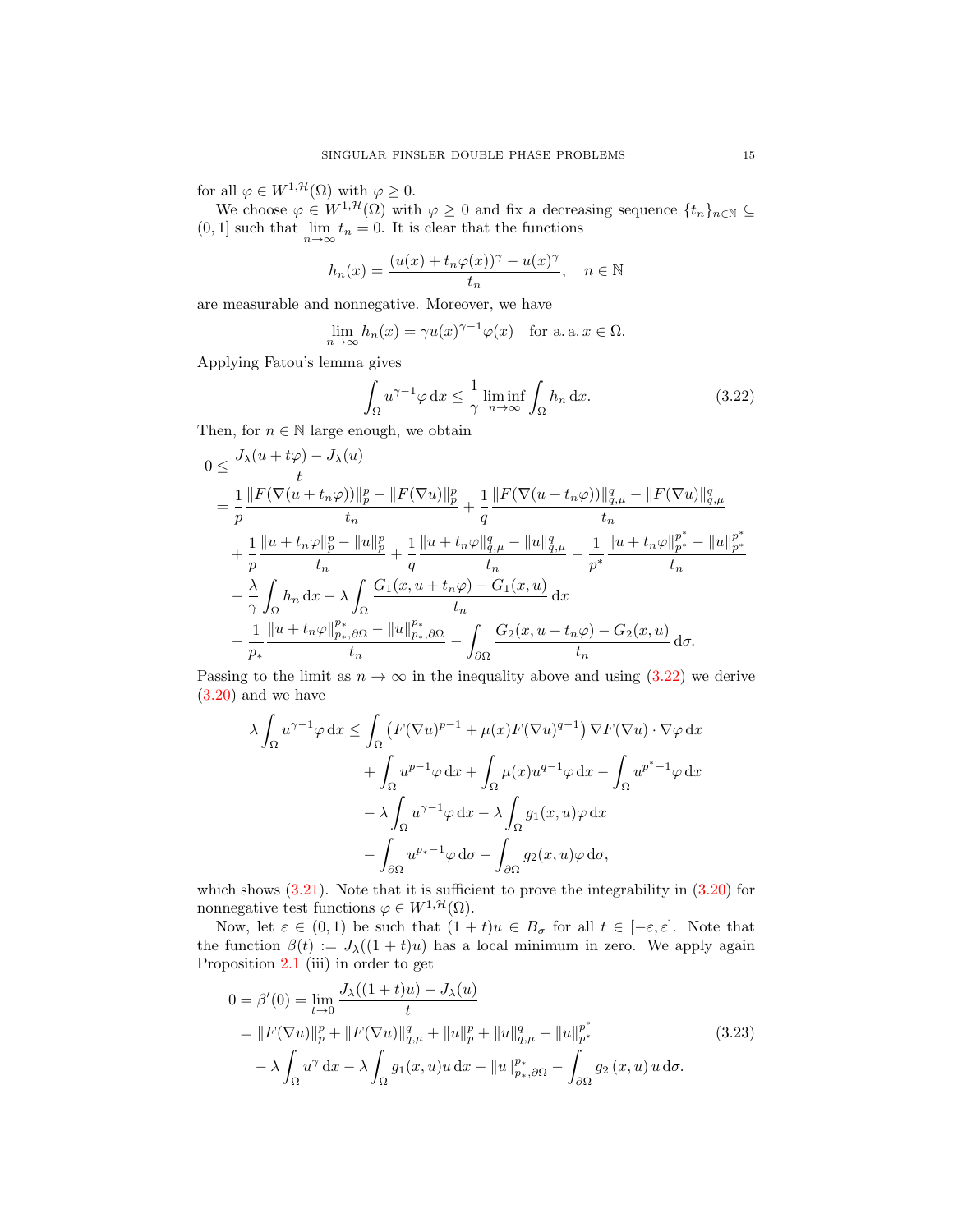for all $\varphi \in W^{1,\mathcal{H}}(\Omega)$ with $\varphi \geq 0$.

We choose $\varphi \in W^{1,\mathcal{H}}(\Omega)$ with $\varphi \geq 0$ and fix a decreasing sequence $\{t_n\}_{n\in\mathbb{N}} \subseteq (0,1]$ such that $\lim\limits_{n\to\infty} t_n = 0$. It is clear that the functions

$$h_n(x) = \frac{(u(x)+t_n\varphi(x))^\gamma - u(x)^\gamma}{t_n}, \quad n \in \mathbb{N}$$

are measurable and nonnegative. Moreover, we have

$$\lim_{n\to\infty} h_n(x) = \gamma u(x)^{\gamma-1}\varphi(x) \quad \text{for a. a. } x \in \Omega.$$

Applying Fatou's lemma gives

$$\int_\Omega u^{\gamma-1}\varphi \,\mathrm{d}x \leq \frac{1}{\gamma}\liminf_{n\to\infty}\int_\Omega h_n \,\mathrm{d}x. \tag{3.22}$$

Then, for $n \in \mathbb{N}$ large enough, we obtain

$$\begin{aligned}
0 &\leq \frac{J_\lambda(u+t\varphi)-J_\lambda(u)}{t}\\
&= \frac{1}{p}\frac{\|F(\nabla(u+t_n\varphi))\|_p^p - \|F(\nabla u)\|_p^p}{t_n} + \frac{1}{q}\frac{\|F(\nabla(u+t_n\varphi))\|_{q,\mu}^q - \|F(\nabla u)\|_{q,\mu}^q}{t_n}\\
&\quad + \frac{1}{p}\frac{\|u+t_n\varphi\|_p^p - \|u\|_p^p}{t_n} + \frac{1}{q}\frac{\|u+t_n\varphi\|_{q,\mu}^q - \|u\|_{q,\mu}^q}{t_n} - \frac{1}{p^*}\frac{\|u+t_n\varphi\|_{p^*}^{p^*} - \|u\|_{p^*}^{p^*}}{t_n}\\
&\quad - \frac{\lambda}{\gamma}\int_\Omega h_n \,\mathrm{d}x - \lambda\int_\Omega \frac{G_1(x,u+t_n\varphi)-G_1(x,u)}{t_n}\,\mathrm{d}x\\
&\quad - \frac{1}{p_*}\frac{\|u+t_n\varphi\|_{p_*,\partial\Omega}^{p_*} - \|u\|_{p_*,\partial\Omega}^{p_*}}{t_n} - \int_{\partial\Omega}\frac{G_2(x,u+t_n\varphi)-G_2(x,u)}{t_n}\,\mathrm{d}\sigma.
\end{aligned}$$

Passing to the limit as $n \to \infty$ in the inequality above and using (3.22) we derive (3.20) and we have

$$\begin{aligned}
\lambda\int_\Omega u^{\gamma-1}\varphi\,\mathrm{d}x &\leq \int_\Omega \left(F(\nabla u)^{p-1} + \mu(x)F(\nabla u)^{q-1}\right)\nabla F(\nabla u)\cdot\nabla\varphi\,\mathrm{d}x\\
&\quad + \int_\Omega u^{p-1}\varphi\,\mathrm{d}x + \int_\Omega \mu(x)u^{q-1}\varphi\,\mathrm{d}x - \int_\Omega u^{p^*-1}\varphi\,\mathrm{d}x\\
&\quad - \lambda\int_\Omega u^{\gamma-1}\varphi\,\mathrm{d}x - \lambda\int_\Omega g_1(x,u)\varphi\,\mathrm{d}x\\
&\quad - \int_{\partial\Omega} u^{p_*-1}\varphi\,\mathrm{d}\sigma - \int_{\partial\Omega} g_2(x,u)\varphi\,\mathrm{d}\sigma,
\end{aligned}$$

which shows (3.21). Note that it is sufficient to prove the integrability in (3.20) for nonnegative test functions $\varphi \in W^{1,\mathcal{H}}(\Omega)$.

Now, let $\varepsilon \in (0,1)$ be such that $(1+t)u \in B_\sigma$ for all $t \in [-\varepsilon,\varepsilon]$. Note that the function $\beta(t) := J_\lambda((1+t)u)$ has a local minimum in zero. We apply again Proposition 2.1 (iii) in order to get

$$\begin{aligned}
0 = \beta'(0) &= \lim_{t\to 0}\frac{J_\lambda((1+t)u)-J_\lambda(u)}{t}\\
&= \|F(\nabla u)\|_p^p + \|F(\nabla u)\|_{q,\mu}^q + \|u\|_p^p + \|u\|_{q,\mu}^q - \|u\|_{p^*}^{p^*}\\
&\quad - \lambda\int_\Omega u^\gamma\,\mathrm{d}x - \lambda\int_\Omega g_1(x,u)u\,\mathrm{d}x - \|u\|_{p_*,\partial\Omega}^{p_*} - \int_{\partial\Omega} g_2\left(x,u\right)u\,\mathrm{d}\sigma.
\end{aligned} \tag{3.23}$$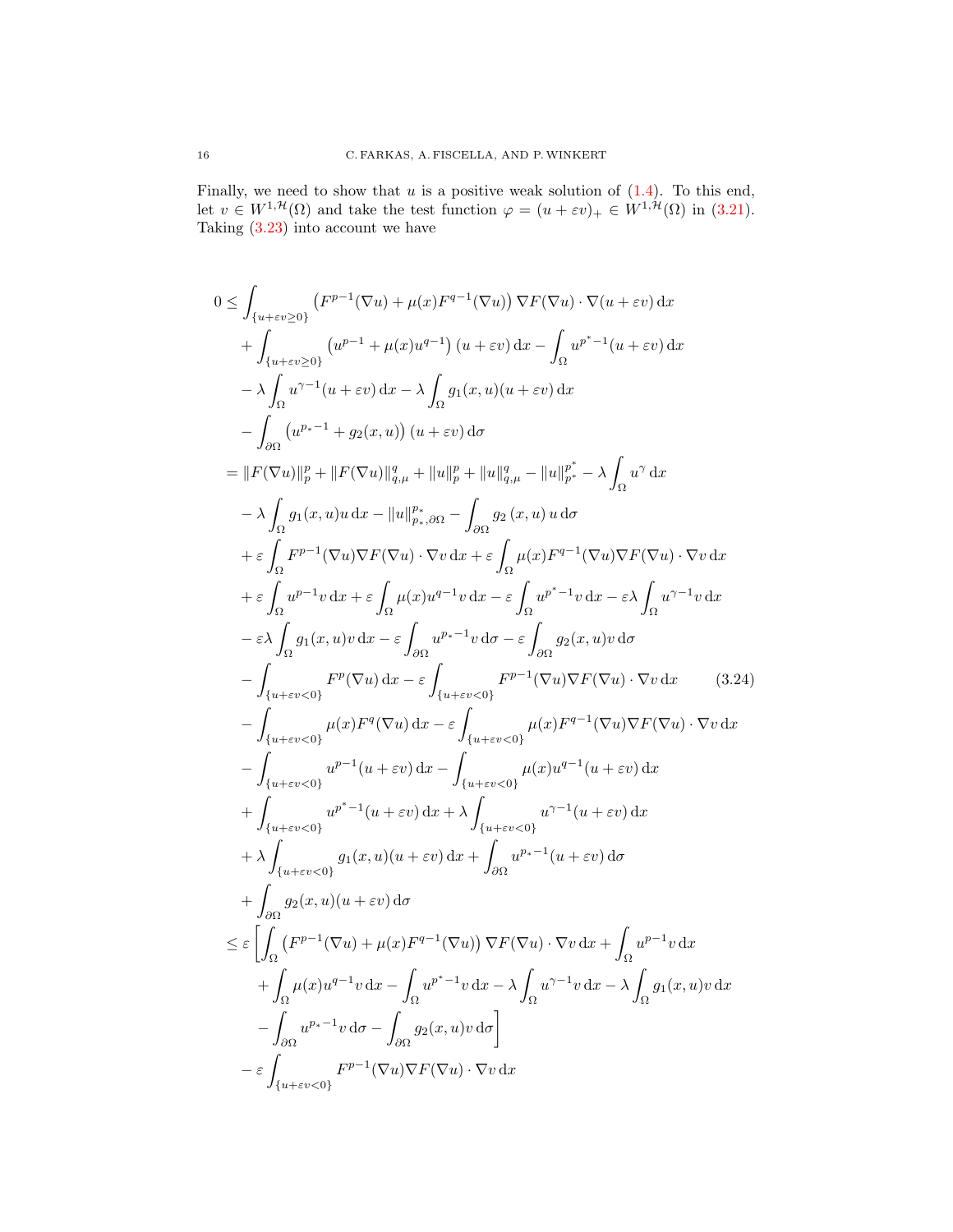Finally, we need to show that $u$ is a positive weak solution of (1.4). To this end, let $v \in W^{1,\mathcal{H}}(\Omega)$ and take the test function $\varphi = (u+\varepsilon v)_+ \in W^{1,\mathcal{H}}(\Omega)$ in (3.21). Taking (3.23) into account we have

$$
\begin{aligned}
0 \leq & \int_{\{u+\varepsilon v \geq 0\}} \left(F^{p-1}(\nabla u) + \mu(x) F^{q-1}(\nabla u)\right) \nabla F(\nabla u) \cdot \nabla (u+\varepsilon v) \,\mathrm{d}x \\
& + \int_{\{u+\varepsilon v \geq 0\}} \left(u^{p-1} + \mu(x) u^{q-1}\right)(u+\varepsilon v)\,\mathrm{d}x - \int_\Omega u^{p^*-1}(u+\varepsilon v)\,\mathrm{d}x \\
& - \lambda \int_\Omega u^{\gamma-1}(u+\varepsilon v)\,\mathrm{d}x - \lambda \int_\Omega g_1(x,u)(u+\varepsilon v)\,\mathrm{d}x \\
& - \int_{\partial\Omega} \left(u^{p_*-1} + g_2(x,u)\right)(u+\varepsilon v)\,\mathrm{d}\sigma \\
= & \|F(\nabla u)\|_p^p + \|F(\nabla u)\|_{q,\mu}^q + \|u\|_p^p + \|u\|_{q,\mu}^q - \|u\|_{p^*}^{p^*} - \lambda \int_\Omega u^\gamma \,\mathrm{d}x \\
& - \lambda \int_\Omega g_1(x,u) u \,\mathrm{d}x - \|u\|_{p_*,\partial\Omega}^{p_*} - \int_{\partial\Omega} g_2(x,u)\, u \,\mathrm{d}\sigma \\
& + \varepsilon \int_\Omega F^{p-1}(\nabla u) \nabla F(\nabla u) \cdot \nabla v \,\mathrm{d}x + \varepsilon \int_\Omega \mu(x) F^{q-1}(\nabla u) \nabla F(\nabla u) \cdot \nabla v \,\mathrm{d}x \\
& + \varepsilon \int_\Omega u^{p-1} v \,\mathrm{d}x + \varepsilon \int_\Omega \mu(x) u^{q-1} v \,\mathrm{d}x - \varepsilon \int_\Omega u^{p^*-1} v \,\mathrm{d}x - \varepsilon\lambda \int_\Omega u^{\gamma-1} v \,\mathrm{d}x \\
& - \varepsilon\lambda \int_\Omega g_1(x,u) v \,\mathrm{d}x - \varepsilon \int_{\partial\Omega} u^{p_*-1} v \,\mathrm{d}\sigma - \varepsilon \int_{\partial\Omega} g_2(x,u) v \,\mathrm{d}\sigma \\
& - \int_{\{u+\varepsilon v<0\}} F^p(\nabla u)\,\mathrm{d}x - \varepsilon \int_{\{u+\varepsilon v<0\}} F^{p-1}(\nabla u) \nabla F(\nabla u) \cdot \nabla v \,\mathrm{d}x \qquad (3.24)\\
& - \int_{\{u+\varepsilon v<0\}} \mu(x) F^q(\nabla u)\,\mathrm{d}x - \varepsilon \int_{\{u+\varepsilon v<0\}} \mu(x) F^{q-1}(\nabla u) \nabla F(\nabla u) \cdot \nabla v \,\mathrm{d}x \\
& - \int_{\{u+\varepsilon v<0\}} u^{p-1}(u+\varepsilon v)\,\mathrm{d}x - \int_{\{u+\varepsilon v<0\}} \mu(x) u^{q-1}(u+\varepsilon v)\,\mathrm{d}x \\
& + \int_{\{u+\varepsilon v<0\}} u^{p^*-1}(u+\varepsilon v)\,\mathrm{d}x + \lambda \int_{\{u+\varepsilon v<0\}} u^{\gamma-1}(u+\varepsilon v)\,\mathrm{d}x \\
& + \lambda \int_{\{u+\varepsilon v<0\}} g_1(x,u)(u+\varepsilon v)\,\mathrm{d}x + \int_{\partial\Omega} u^{p_*-1}(u+\varepsilon v)\,\mathrm{d}\sigma \\
& + \int_{\partial\Omega} g_2(x,u)(u+\varepsilon v)\,\mathrm{d}\sigma \\
\leq & \ \varepsilon \Bigg[ \int_\Omega \left(F^{p-1}(\nabla u) + \mu(x) F^{q-1}(\nabla u)\right) \nabla F(\nabla u) \cdot \nabla v \,\mathrm{d}x + \int_\Omega u^{p-1} v \,\mathrm{d}x \\
& \quad + \int_\Omega \mu(x) u^{q-1} v \,\mathrm{d}x - \int_\Omega u^{p^*-1} v \,\mathrm{d}x - \lambda \int_\Omega u^{\gamma-1} v \,\mathrm{d}x - \lambda \int_\Omega g_1(x,u) v \,\mathrm{d}x \\
& \quad - \int_{\partial\Omega} u^{p_*-1} v \,\mathrm{d}\sigma - \int_{\partial\Omega} g_2(x,u) v \,\mathrm{d}\sigma \Bigg] \\
& - \varepsilon \int_{\{u+\varepsilon v<0\}} F^{p-1}(\nabla u) \nabla F(\nabla u) \cdot \nabla v \,\mathrm{d}x
\end{aligned}
$$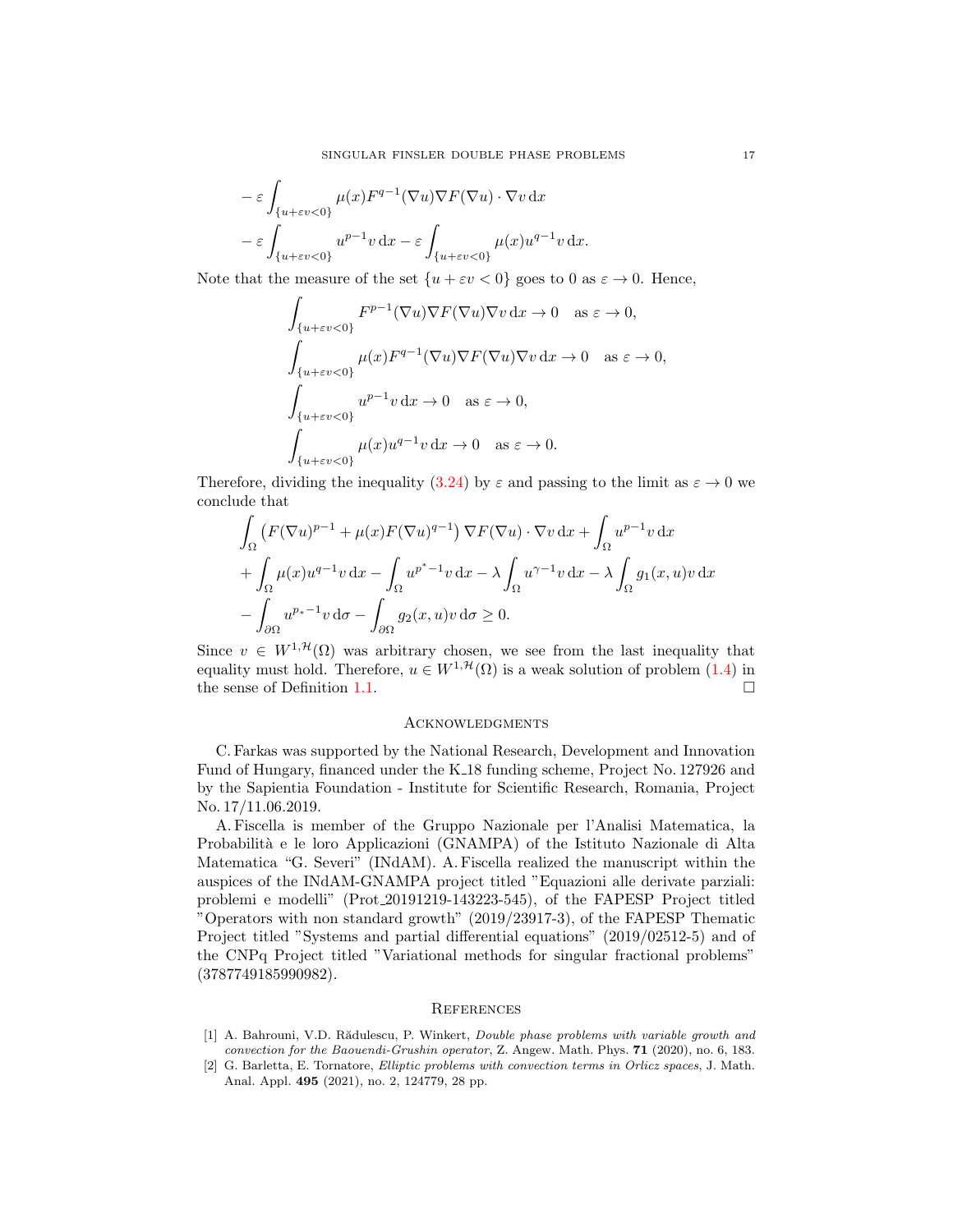$$
\begin{aligned}
&- \varepsilon \int_{\{u+\varepsilon v<0\}} \mu(x) F^{q-1}(\nabla u) \nabla F(\nabla u) \cdot \nabla v \,\mathrm{d}x \\
&- \varepsilon \int_{\{u+\varepsilon v<0\}} u^{p-1} v \,\mathrm{d}x - \varepsilon \int_{\{u+\varepsilon v<0\}} \mu(x) u^{q-1} v \,\mathrm{d}x.
\end{aligned}
$$

Note that the measure of the set $\{u+\varepsilon v<0\}$ goes to 0 as $\varepsilon \to 0$. Hence,

$$
\begin{aligned}
&\int_{\{u+\varepsilon v<0\}} F^{p-1}(\nabla u) \nabla F(\nabla u) \nabla v \,\mathrm{d}x \to 0 \quad \text{as } \varepsilon \to 0, \\
&\int_{\{u+\varepsilon v<0\}} \mu(x) F^{q-1}(\nabla u) \nabla F(\nabla u) \nabla v \,\mathrm{d}x \to 0 \quad \text{as } \varepsilon \to 0, \\
&\int_{\{u+\varepsilon v<0\}} u^{p-1} v \,\mathrm{d}x \to 0 \quad \text{as } \varepsilon \to 0, \\
&\int_{\{u+\varepsilon v<0\}} \mu(x) u^{q-1} v \,\mathrm{d}x \to 0 \quad \text{as } \varepsilon \to 0.
\end{aligned}
$$

Therefore, dividing the inequality (3.24) by $\varepsilon$ and passing to the limit as $\varepsilon \to 0$ we conclude that

$$
\begin{aligned}
&\int_\Omega \left( F(\nabla u)^{p-1} + \mu(x) F(\nabla u)^{q-1} \right) \nabla F(\nabla u) \cdot \nabla v \,\mathrm{d}x + \int_\Omega u^{p-1} v \,\mathrm{d}x \\
&+ \int_\Omega \mu(x) u^{q-1} v \,\mathrm{d}x - \int_\Omega u^{p^*-1} v \,\mathrm{d}x - \lambda \int_\Omega u^{\gamma-1} v \,\mathrm{d}x - \lambda \int_\Omega g_1(x,u) v \,\mathrm{d}x \\
&- \int_{\partial\Omega} u^{p_*-1} v \,\mathrm{d}\sigma - \int_{\partial\Omega} g_2(x,u) v \,\mathrm{d}\sigma \geq 0.
\end{aligned}
$$

Since $v \in W^{1,\mathcal{H}}(\Omega)$ was arbitrary chosen, we see from the last inequality that equality must hold. Therefore, $u \in W^{1,\mathcal{H}}(\Omega)$ is a weak solution of problem (1.4) in the sense of Definition 1.1. □

## Acknowledgments

C. Farkas was supported by the National Research, Development and Innovation Fund of Hungary, financed under the K_18 funding scheme, Project No. 127926 and by the Sapientia Foundation - Institute for Scientific Research, Romania, Project No. 17/11.06.2019.

A. Fiscella is member of the Gruppo Nazionale per l'Analisi Matematica, la Probabilità e le loro Applicazioni (GNAMPA) of the Istituto Nazionale di Alta Matematica "G. Severi" (INdAM). A. Fiscella realized the manuscript within the auspices of the INdAM-GNAMPA project titled "Equazioni alle derivate parziali: problemi e modelli" (Prot_20191219-143223-545), of the FAPESP Project titled "Operators with non standard growth" (2019/23917-3), of the FAPESP Thematic Project titled "Systems and partial differential equations" (2019/02512-5) and of the CNPq Project titled "Variational methods for singular fractional problems" (3787749185990982).

## References

[1] A. Bahrouni, V.D. Rădulescu, P. Winkert, *Double phase problems with variable growth and convection for the Baouendi-Grushin operator*, Z. Angew. Math. Phys. **71** (2020), no. 6, 183.

[2] G. Barletta, E. Tornatore, *Elliptic problems with convection terms in Orlicz spaces*, J. Math. Anal. Appl. **495** (2021), no. 2, 124779, 28 pp.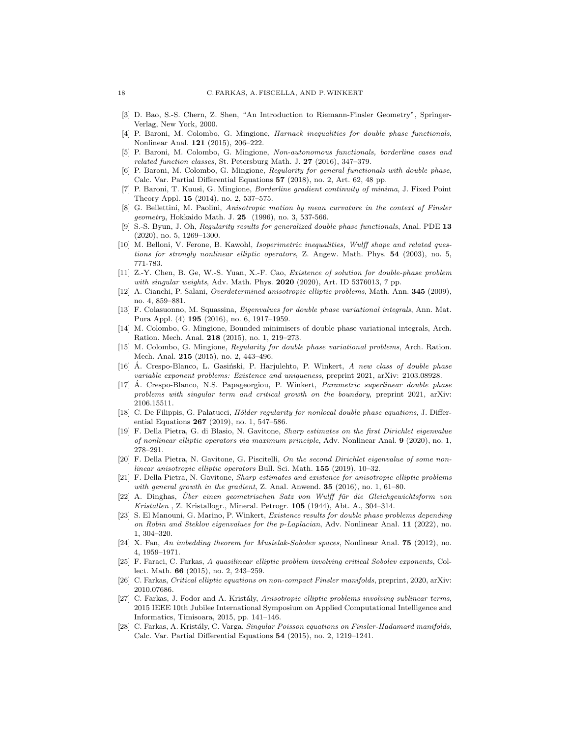- [3] D. Bao, S.-S. Chern, Z. Shen, "An Introduction to Riemann-Finsler Geometry", Springer-Verlag, New York, 2000.
- [4] P. Baroni, M. Colombo, G. Mingione, *Harnack inequalities for double phase functionals*, Nonlinear Anal. **121** (2015), 206–222.
- [5] P. Baroni, M. Colombo, G. Mingione, *Non-autonomous functionals, borderline cases and related function classes*, St. Petersburg Math. J. **27** (2016), 347–379.
- [6] P. Baroni, M. Colombo, G. Mingione, *Regularity for general functionals with double phase*, Calc. Var. Partial Differential Equations **57** (2018), no. 2, Art. 62, 48 pp.
- [7] P. Baroni, T. Kuusi, G. Mingione, *Borderline gradient continuity of minima*, J. Fixed Point Theory Appl. **15** (2014), no. 2, 537–575.
- [8] G. Bellettini, M. Paolini, *Anisotropic motion by mean curvature in the context of Finsler geometry*, Hokkaido Math. J. **25** (1996), no. 3, 537-566.
- [9] S.-S. Byun, J. Oh, *Regularity results for generalized double phase functionals*, Anal. PDE **13** (2020), no. 5, 1269–1300.
- [10] M. Belloni, V. Ferone, B. Kawohl, *Isoperimetric inequalities, Wulff shape and related questions for strongly nonlinear elliptic operators*, Z. Angew. Math. Phys. **54** (2003), no. 5, 771-783.
- [11] Z.-Y. Chen, B. Ge, W.-S. Yuan, X.-F. Cao, *Existence of solution for double-phase problem with singular weights*, Adv. Math. Phys. **2020** (2020), Art. ID 5376013, 7 pp.
- [12] A. Cianchi, P. Salani, *Overdetermined anisotropic elliptic problems*, Math. Ann. **345** (2009), no. 4, 859–881.
- [13] F. Colasuonno, M. Squassina, *Eigenvalues for double phase variational integrals*, Ann. Mat. Pura Appl. (4) **195** (2016), no. 6, 1917–1959.
- [14] M. Colombo, G. Mingione, Bounded minimisers of double phase variational integrals, Arch. Ration. Mech. Anal. **218** (2015), no. 1, 219–273.
- [15] M. Colombo, G. Mingione, *Regularity for double phase variational problems*, Arch. Ration. Mech. Anal. **215** (2015), no. 2, 443–496.
- [16] Á. Crespo-Blanco, L. Gasiński, P. Harjulehto, P. Winkert, *A new class of double phase variable exponent problems: Existence and uniqueness*, preprint 2021, arXiv: 2103.08928.
- [17] Á. Crespo-Blanco, N.S. Papageorgiou, P. Winkert, *Parametric superlinear double phase problems with singular term and critical growth on the boundary*, preprint 2021, arXiv: 2106.15511.
- [18] C. De Filippis, G. Palatucci, *Hölder regularity for nonlocal double phase equations*, J. Differential Equations **267** (2019), no. 1, 547–586.
- [19] F. Della Pietra, G. di Blasio, N. Gavitone, *Sharp estimates on the first Dirichlet eigenvalue of nonlinear elliptic operators via maximum principle*, Adv. Nonlinear Anal. **9** (2020), no. 1, 278–291.
- [20] F. Della Pietra, N. Gavitone, G. Piscitelli, *On the second Dirichlet eigenvalue of some nonlinear anisotropic elliptic operators* Bull. Sci. Math. **155** (2019), 10–32.
- [21] F. Della Pietra, N. Gavitone, *Sharp estimates and existence for anisotropic elliptic problems with general growth in the gradient*, Z. Anal. Anwend. **35** (2016), no. 1, 61–80.
- [22] A. Dinghas, *Über einen geometrischen Satz von Wulff für die Gleichgewichtsform von Kristallen* , Z. Kristallogr., Mineral. Petrogr. **105** (1944), Abt. A., 304–314.
- [23] S. El Manouni, G. Marino, P. Winkert, *Existence results for double phase problems depending on Robin and Steklov eigenvalues for the p-Laplacian*, Adv. Nonlinear Anal. **11** (2022), no. 1, 304–320.
- [24] X. Fan, *An imbedding theorem for Musielak-Sobolev spaces*, Nonlinear Anal. **75** (2012), no. 4, 1959–1971.
- [25] F. Faraci, C. Farkas, *A quasilinear elliptic problem involving critical Sobolev exponents*, Collect. Math. **66** (2015), no. 2, 243–259.
- [26] C. Farkas, *Critical elliptic equations on non-compact Finsler manifolds*, preprint, 2020, arXiv: 2010.07686.
- [27] C. Farkas, J. Fodor and A. Kristály, *Anisotropic elliptic problems involving sublinear terms*, 2015 IEEE 10th Jubilee International Symposium on Applied Computational Intelligence and Informatics, Timisoara, 2015, pp. 141–146.
- [28] C. Farkas, A. Kristály, C. Varga, *Singular Poisson equations on Finsler-Hadamard manifolds*, Calc. Var. Partial Differential Equations **54** (2015), no. 2, 1219–1241.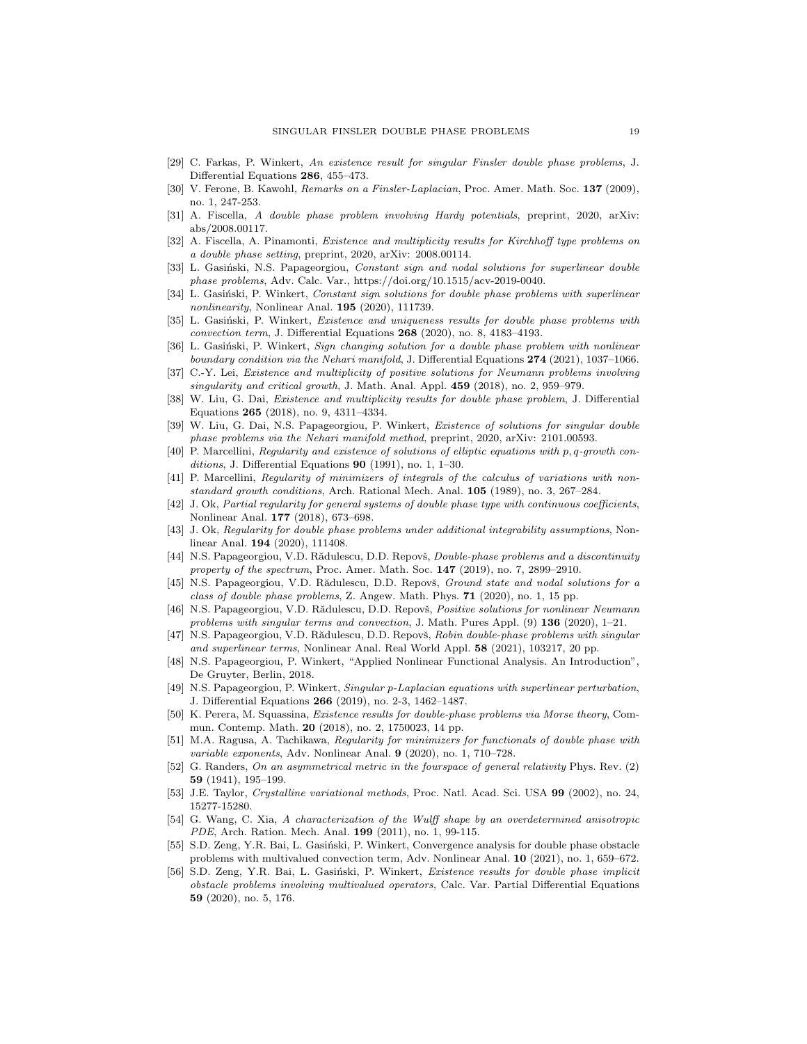[29] C. Farkas, P. Winkert, *An existence result for singular Finsler double phase problems*, J. Differential Equations **286**, 455–473.

[30] V. Ferone, B. Kawohl, *Remarks on a Finsler-Laplacian*, Proc. Amer. Math. Soc. **137** (2009), no. 1, 247-253.

[31] A. Fiscella, *A double phase problem involving Hardy potentials*, preprint, 2020, arXiv: abs/2008.00117.

[32] A. Fiscella, A. Pinamonti, *Existence and multiplicity results for Kirchhoff type problems on a double phase setting*, preprint, 2020, arXiv: 2008.00114.

[33] L. Gasiński, N.S. Papageorgiou, *Constant sign and nodal solutions for superlinear double phase problems*, Adv. Calc. Var., https://doi.org/10.1515/acv-2019-0040.

[34] L. Gasiński, P. Winkert, *Constant sign solutions for double phase problems with superlinear nonlinearity*, Nonlinear Anal. **195** (2020), 111739.

[35] L. Gasiński, P. Winkert, *Existence and uniqueness results for double phase problems with convection term*, J. Differential Equations **268** (2020), no. 8, 4183–4193.

[36] L. Gasiński, P. Winkert, *Sign changing solution for a double phase problem with nonlinear boundary condition via the Nehari manifold*, J. Differential Equations **274** (2021), 1037–1066.

[37] C.-Y. Lei, *Existence and multiplicity of positive solutions for Neumann problems involving singularity and critical growth*, J. Math. Anal. Appl. **459** (2018), no. 2, 959–979.

[38] W. Liu, G. Dai, *Existence and multiplicity results for double phase problem*, J. Differential Equations **265** (2018), no. 9, 4311–4334.

[39] W. Liu, G. Dai, N.S. Papageorgiou, P. Winkert, *Existence of solutions for singular double phase problems via the Nehari manifold method*, preprint, 2020, arXiv: 2101.00593.

[40] P. Marcellini, *Regularity and existence of solutions of elliptic equations with p, q-growth conditions*, J. Differential Equations **90** (1991), no. 1, 1–30.

[41] P. Marcellini, *Regularity of minimizers of integrals of the calculus of variations with nonstandard growth conditions*, Arch. Rational Mech. Anal. **105** (1989), no. 3, 267–284.

[42] J. Ok, *Partial regularity for general systems of double phase type with continuous coefficients*, Nonlinear Anal. **177** (2018), 673–698.

[43] J. Ok, *Regularity for double phase problems under additional integrability assumptions*, Nonlinear Anal. **194** (2020), 111408.

[44] N.S. Papageorgiou, V.D. Rădulescu, D.D. Repovš, *Double-phase problems and a discontinuity property of the spectrum*, Proc. Amer. Math. Soc. **147** (2019), no. 7, 2899–2910.

[45] N.S. Papageorgiou, V.D. Rădulescu, D.D. Repovš, *Ground state and nodal solutions for a class of double phase problems*, Z. Angew. Math. Phys. **71** (2020), no. 1, 15 pp.

[46] N.S. Papageorgiou, V.D. Rădulescu, D.D. Repovš, *Positive solutions for nonlinear Neumann problems with singular terms and convection*, J. Math. Pures Appl. (9) **136** (2020), 1–21.

[47] N.S. Papageorgiou, V.D. Rădulescu, D.D. Repovš, *Robin double-phase problems with singular and superlinear terms*, Nonlinear Anal. Real World Appl. **58** (2021), 103217, 20 pp.

[48] N.S. Papageorgiou, P. Winkert, "Applied Nonlinear Functional Analysis. An Introduction", De Gruyter, Berlin, 2018.

[49] N.S. Papageorgiou, P. Winkert, *Singular p-Laplacian equations with superlinear perturbation*, J. Differential Equations **266** (2019), no. 2-3, 1462–1487.

[50] K. Perera, M. Squassina, *Existence results for double-phase problems via Morse theory*, Commun. Contemp. Math. **20** (2018), no. 2, 1750023, 14 pp.

[51] M.A. Ragusa, A. Tachikawa, *Regularity for minimizers for functionals of double phase with variable exponents*, Adv. Nonlinear Anal. **9** (2020), no. 1, 710–728.

[52] G. Randers, *On an asymmetrical metric in the fourspace of general relativity* Phys. Rev. (2) **59** (1941), 195–199.

[53] J.E. Taylor, *Crystalline variational methods*, Proc. Natl. Acad. Sci. USA **99** (2002), no. 24, 15277-15280.

[54] G. Wang, C. Xia, *A characterization of the Wulff shape by an overdetermined anisotropic PDE*, Arch. Ration. Mech. Anal. **199** (2011), no. 1, 99-115.

[55] S.D. Zeng, Y.R. Bai, L. Gasiński, P. Winkert, Convergence analysis for double phase obstacle problems with multivalued convection term, Adv. Nonlinear Anal. **10** (2021), no. 1, 659–672.

[56] S.D. Zeng, Y.R. Bai, L. Gasiński, P. Winkert, *Existence results for double phase implicit obstacle problems involving multivalued operators*, Calc. Var. Partial Differential Equations **59** (2020), no. 5, 176.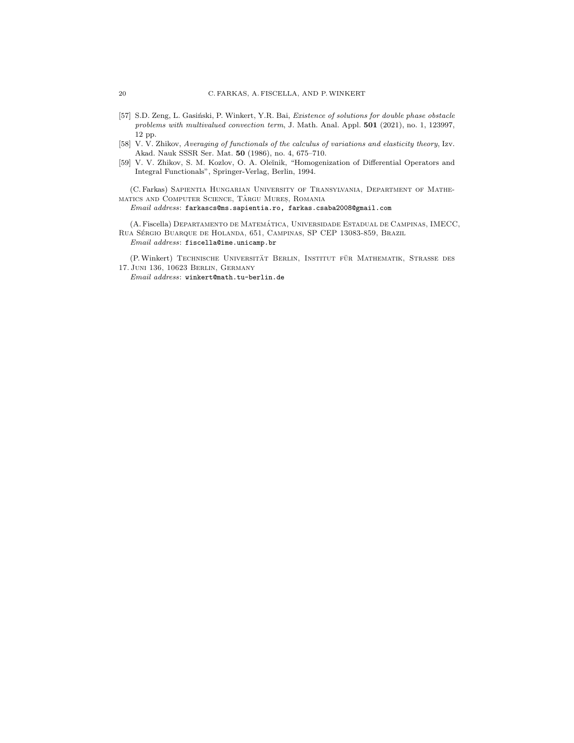[57] S.D. Zeng, L. Gasiński, P. Winkert, Y.R. Bai, *Existence of solutions for double phase obstacle problems with multivalued convection term*, J. Math. Anal. Appl. **501** (2021), no. 1, 123997, 12 pp.

[58] V. V. Zhikov, *Averaging of functionals of the calculus of variations and elasticity theory*, Izv. Akad. Nauk SSSR Ser. Mat. **50** (1986), no. 4, 675–710.

[59] V. V. Zhikov, S. M. Kozlov, O. A. Oleĭnik, "Homogenization of Differential Operators and Integral Functionals", Springer-Verlag, Berlin, 1994.

(C. Farkas) Sapientia Hungarian University of Transylvania, Department of Mathematics and Computer Science, Târgu Mureș, Romania
*Email address*: `farkascs@ms.sapientia.ro, farkas.csaba2008@gmail.com`

(A. Fiscella) Departamento de Matemática, Universidade Estadual de Campinas, IMECC, Rua Sérgio Buarque de Holanda, 651, Campinas, SP CEP 13083-859, Brazil
*Email address*: `fiscella@ime.unicamp.br`

(P. Winkert) Technische Universität Berlin, Institut für Mathematik, Strasse des 17. Juni 136, 10623 Berlin, Germany
*Email address*: `winkert@math.tu-berlin.de`